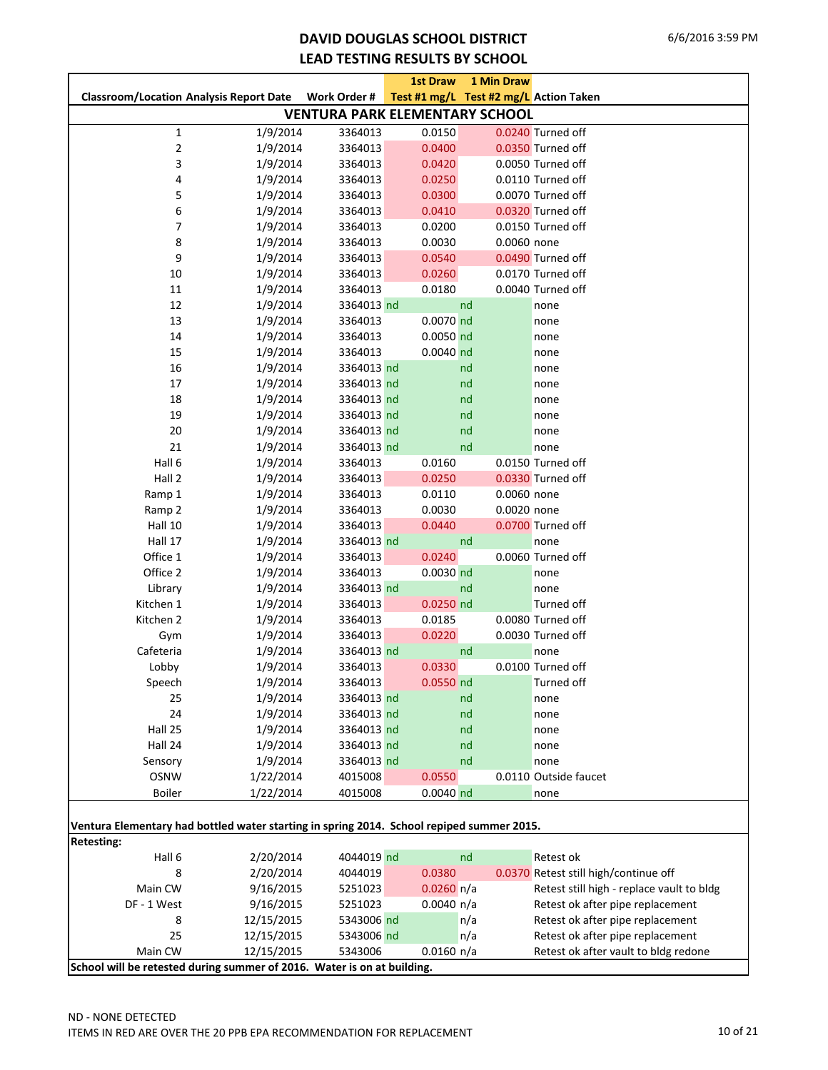# DAVID DOUGLAS SCHOOL DISTRICT
## LEAD TESTING RESULTS BY SCHOOL

| Classroom/Location | Analysis Report Date | Work Order # | 1st Draw Test #1 mg/L | 1 Min Draw Test #2 mg/L | Action Taken |
|---|---|---|---|---|---|
| **VENTURA PARK ELEMENTARY SCHOOL** | | | | | |
| 1 | 1/9/2014 | 3364013 | 0.0150 | 0.0240 | Turned off |
| 2 | 1/9/2014 | 3364013 | 0.0400 | 0.0350 | Turned off |
| 3 | 1/9/2014 | 3364013 | 0.0420 | 0.0050 | Turned off |
| 4 | 1/9/2014 | 3364013 | 0.0250 | 0.0110 | Turned off |
| 5 | 1/9/2014 | 3364013 | 0.0300 | 0.0070 | Turned off |
| 6 | 1/9/2014 | 3364013 | 0.0410 | 0.0320 | Turned off |
| 7 | 1/9/2014 | 3364013 | 0.0200 | 0.0150 | Turned off |
| 8 | 1/9/2014 | 3364013 | 0.0030 | 0.0060 | none |
| 9 | 1/9/2014 | 3364013 | 0.0540 | 0.0490 | Turned off |
| 10 | 1/9/2014 | 3364013 | 0.0260 | 0.0170 | Turned off |
| 11 | 1/9/2014 | 3364013 | 0.0180 | 0.0040 | Turned off |
| 12 | 1/9/2014 | 3364013 | nd | nd | none |
| 13 | 1/9/2014 | 3364013 | 0.0070 | nd | none |
| 14 | 1/9/2014 | 3364013 | 0.0050 | nd | none |
| 15 | 1/9/2014 | 3364013 | 0.0040 | nd | none |
| 16 | 1/9/2014 | 3364013 | nd | nd | none |
| 17 | 1/9/2014 | 3364013 | nd | nd | none |
| 18 | 1/9/2014 | 3364013 | nd | nd | none |
| 19 | 1/9/2014 | 3364013 | nd | nd | none |
| 20 | 1/9/2014 | 3364013 | nd | nd | none |
| 21 | 1/9/2014 | 3364013 | nd | nd | none |
| Hall 6 | 1/9/2014 | 3364013 | 0.0160 | 0.0150 | Turned off |
| Hall 2 | 1/9/2014 | 3364013 | 0.0250 | 0.0330 | Turned off |
| Ramp 1 | 1/9/2014 | 3364013 | 0.0110 | 0.0060 | none |
| Ramp 2 | 1/9/2014 | 3364013 | 0.0030 | 0.0020 | none |
| Hall 10 | 1/9/2014 | 3364013 | 0.0440 | 0.0700 | Turned off |
| Hall 17 | 1/9/2014 | 3364013 | nd | nd | none |
| Office 1 | 1/9/2014 | 3364013 | 0.0240 | 0.0060 | Turned off |
| Office 2 | 1/9/2014 | 3364013 | 0.0030 | nd | none |
| Library | 1/9/2014 | 3364013 | nd | nd | none |
| Kitchen 1 | 1/9/2014 | 3364013 | 0.0250 | nd | Turned off |
| Kitchen 2 | 1/9/2014 | 3364013 | 0.0185 | 0.0080 | Turned off |
| Gym | 1/9/2014 | 3364013 | 0.0220 | 0.0030 | Turned off |
| Cafeteria | 1/9/2014 | 3364013 | nd | nd | none |
| Lobby | 1/9/2014 | 3364013 | 0.0330 | 0.0100 | Turned off |
| Speech | 1/9/2014 | 3364013 | 0.0550 | nd | Turned off |
| 25 | 1/9/2014 | 3364013 | nd | nd | none |
| 24 | 1/9/2014 | 3364013 | nd | nd | none |
| Hall 25 | 1/9/2014 | 3364013 | nd | nd | none |
| Hall 24 | 1/9/2014 | 3364013 | nd | nd | none |
| Sensory | 1/9/2014 | 3364013 | nd | nd | none |
| OSNW | 1/22/2014 | 4015008 | 0.0550 | 0.0110 | Outside faucet |
| Boiler | 1/22/2014 | 4015008 | 0.0040 | nd | none |

**Ventura Elementary had bottled water starting in spring 2014. School repiped summer 2015.**

**Retesting:**

| Classroom/Location | Analysis Report Date | Work Order # | 1st Draw Test #1 mg/L | 1 Min Draw Test #2 mg/L | Action Taken |
|---|---|---|---|---|---|
| Hall 6 | 2/20/2014 | 4044019 | nd | nd | Retest ok |
| 8 | 2/20/2014 | 4044019 | 0.0380 | 0.0370 | Retest still high/continue off |
| Main CW | 9/16/2015 | 5251023 | 0.0260 | n/a | Retest still high - replace vault to bldg |
| DF - 1 West | 9/16/2015 | 5251023 | 0.0040 | n/a | Retest ok after pipe replacement |
| 8 | 12/15/2015 | 5343006 | nd | n/a | Retest ok after pipe replacement |
| 25 | 12/15/2015 | 5343006 | nd | n/a | Retest ok after pipe replacement |
| Main CW | 12/15/2015 | 5343006 | 0.0160 | n/a | Retest ok after vault to bldg redone |

**School will be retested during summer of 2016. Water is on at building.**

ND - NONE DETECTED

ITEMS IN RED ARE OVER THE 20 PPB EPA RECOMMENDATION FOR REPLACEMENT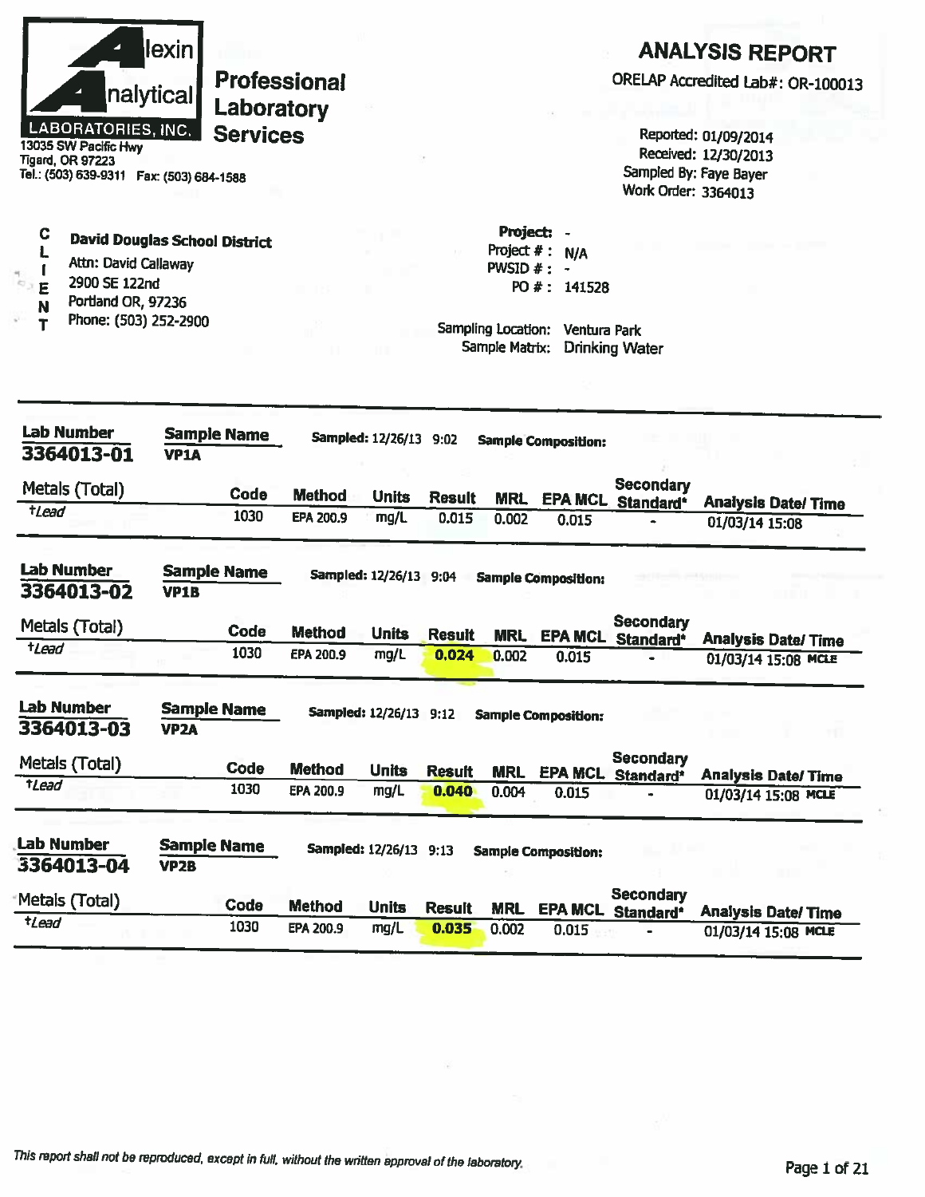**Alexin Analytical Laboratories, Inc.**

13035 SW Pacific Hwy
Tigard, OR 97223
Tel.: (503) 639-9311 Fax: (503) 684-1588

**Professional Laboratory Services**

# ANALYSIS REPORT

ORELAP Accredited Lab#: OR-100013

Reported: 01/09/2014
Received: 12/30/2013
Sampled By: Faye Bayer
Work Order: 3364013

**CLIENT**

**David Douglas School District**
Attn: David Callaway
2900 SE 122nd
Portland OR, 97236
Phone: (503) 252-2900

**Project:** -
Project # : N/A
PWSID # : -
PO # : 141528

Sampling Location: Ventura Park
Sample Matrix: Drinking Water

---

**Lab Number** 3364013-01 | **Sample Name** VP1A | **Sampled:** 12/26/13 9:02 | **Sample Composition:**

| Metals (Total) | Code | Method | Units | Result | MRL | EPA MCL | Secondary Standard* | Analysis Date/ Time |
|---|---|---|---|---|---|---|---|---|
| †Lead | 1030 | EPA 200.9 | mg/L | 0.015 | 0.002 | 0.015 | - | 01/03/14 15:08 |

**Lab Number** 3364013-02 | **Sample Name** VP1B | **Sampled:** 12/26/13 9:04 | **Sample Composition:**

| Metals (Total) | Code | Method | Units | Result | MRL | EPA MCL | Secondary Standard* | Analysis Date/ Time |
|---|---|---|---|---|---|---|---|---|
| †Lead | 1030 | EPA 200.9 | mg/L | 0.024 | 0.002 | 0.015 | - | 01/03/14 15:08 MCLE |

**Lab Number** 3364013-03 | **Sample Name** VP2A | **Sampled:** 12/26/13 9:12 | **Sample Composition:**

| Metals (Total) | Code | Method | Units | Result | MRL | EPA MCL | Secondary Standard* | Analysis Date/ Time |
|---|---|---|---|---|---|---|---|---|
| †Lead | 1030 | EPA 200.9 | mg/L | 0.040 | 0.004 | 0.015 | - | 01/03/14 15:08 MCLE |

**Lab Number** 3364013-04 | **Sample Name** VP2B | **Sampled:** 12/26/13 9:13 | **Sample Composition:**

| Metals (Total) | Code | Method | Units | Result | MRL | EPA MCL | Secondary Standard* | Analysis Date/ Time |
|---|---|---|---|---|---|---|---|---|
| †Lead | 1030 | EPA 200.9 | mg/L | 0.035 | 0.002 | 0.015 | - | 01/03/14 15:08 MCLE |

*This report shall not be reproduced, except in full, without the written approval of the laboratory.*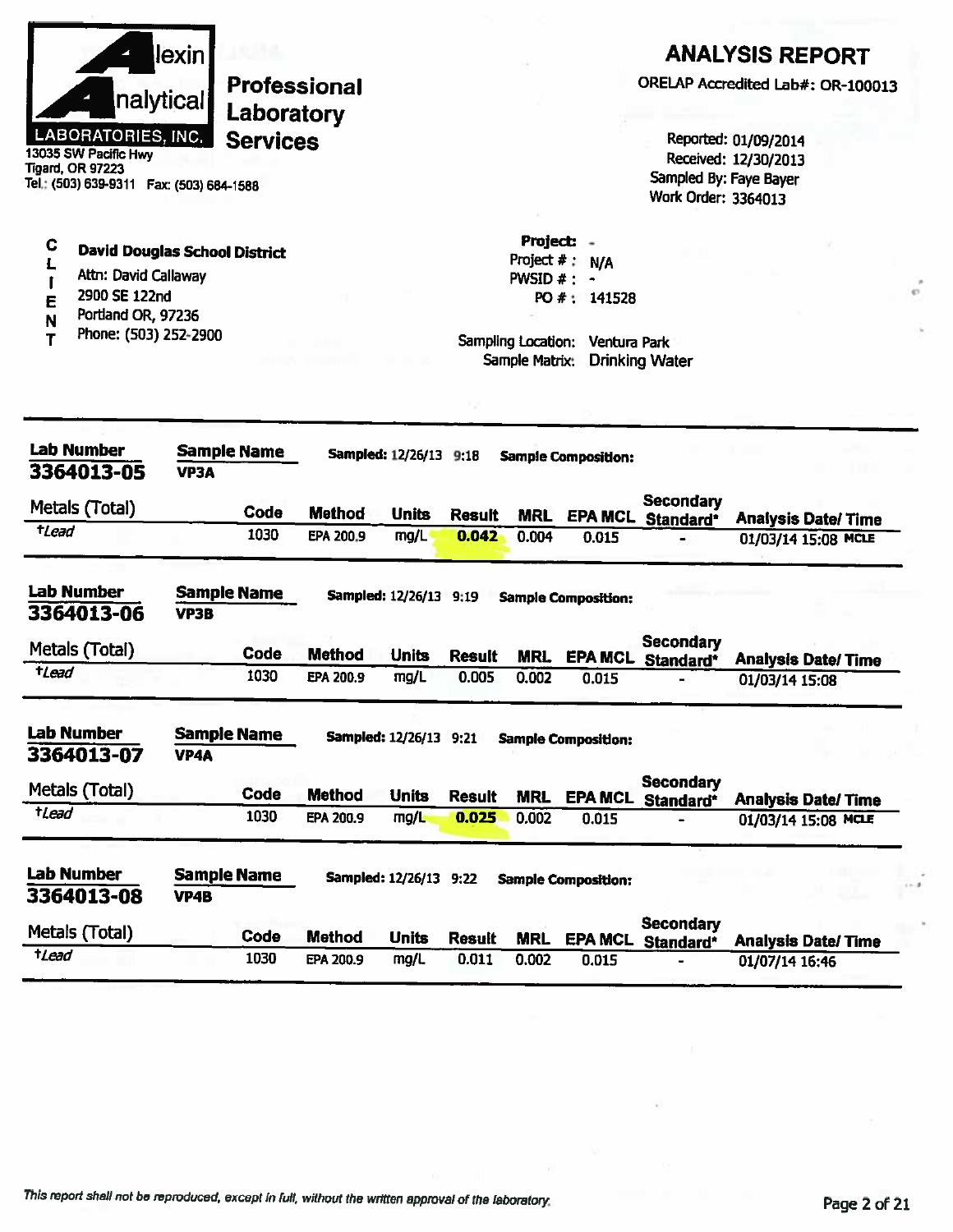**Alexin Analytical Laboratories, Inc.**

13035 SW Pacific Hwy
Tigard, OR 97223
Tel.: (503) 639-9311 Fax: (503) 684-1588

**Professional Laboratory Services**

# ANALYSIS REPORT

ORELAP Accredited Lab#: OR-100013

Reported: 01/09/2014
Received: 12/30/2013
Sampled By: Faye Bayer
Work Order: 3364013

**CLIENT**

**David Douglas School District**
Attn: David Callaway
2900 SE 122nd
Portland OR, 97236
Phone: (503) 252-2900

**Project:** -
Project # : N/A
PWSID # : -
PO # : 141528

Sampling Location: Ventura Park
Sample Matrix: Drinking Water

---

**Lab Number** 3364013-05 | **Sample Name** VP3A | **Sampled:** 12/26/13 9:18 | **Sample Composition:**

| Metals (Total) | Code | Method | Units | Result | MRL | EPA MCL | Secondary Standard* | Analysis Date/ Time |
|---|---|---|---|---|---|---|---|---|
| †*Lead* | 1030 | EPA 200.9 | mg/L | **0.042** | 0.004 | 0.015 | - | 01/03/14 15:08 MCLE |

**Lab Number** 3364013-06 | **Sample Name** VP3B | **Sampled:** 12/26/13 9:19 | **Sample Composition:**

| Metals (Total) | Code | Method | Units | Result | MRL | EPA MCL | Secondary Standard* | Analysis Date/ Time |
|---|---|---|---|---|---|---|---|---|
| †*Lead* | 1030 | EPA 200.9 | mg/L | 0.005 | 0.002 | 0.015 | - | 01/03/14 15:08 |

**Lab Number** 3364013-07 | **Sample Name** VP4A | **Sampled:** 12/26/13 9:21 | **Sample Composition:**

| Metals (Total) | Code | Method | Units | Result | MRL | EPA MCL | Secondary Standard* | Analysis Date/ Time |
|---|---|---|---|---|---|---|---|---|
| †*Lead* | 1030 | EPA 200.9 | mg/L | **0.025** | 0.002 | 0.015 | - | 01/03/14 15:08 MCLE |

**Lab Number** 3364013-08 | **Sample Name** VP4B | **Sampled:** 12/26/13 9:22 | **Sample Composition:**

| Metals (Total) | Code | Method | Units | Result | MRL | EPA MCL | Secondary Standard* | Analysis Date/ Time |
|---|---|---|---|---|---|---|---|---|
| †*Lead* | 1030 | EPA 200.9 | mg/L | 0.011 | 0.002 | 0.015 | - | 01/07/14 16:46 |

*This report shall not be reproduced, except in full, without the written approval of the laboratory.*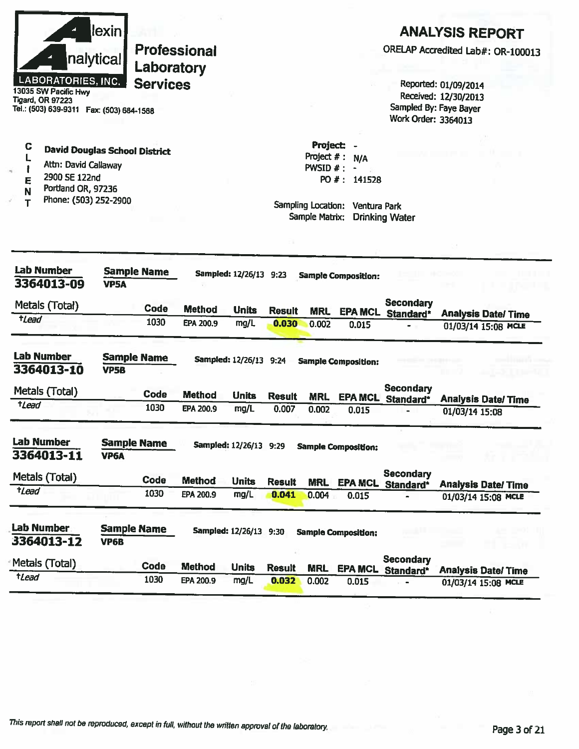**Alexin Analytical LABORATORIES, INC.**

13035 SW Pacific Hwy
Tigard, OR 97223
Tel.: (503) 639-9311 Fax: (503) 684-1588

**Professional Laboratory Services**

## ANALYSIS REPORT

ORELAP Accredited Lab#: OR-100013

Reported: 01/09/2014
Received: 12/30/2013
Sampled By: Faye Bayer
Work Order: 3364013

**CLIENT**

**David Douglas School District**
Attn: David Callaway
2900 SE 122nd
Portland OR, 97236
Phone: (503) 252-2900

**Project:** -
Project # : N/A
PWSID # : -
PO # : 141528

Sampling Location: Ventura Park
Sample Matrix: Drinking Water

---

**Lab Number** 3364013-09 **Sample Name** VP5A **Sampled:** 12/26/13 9:23 **Sample Composition:**

| Metals (Total) | Code | Method | Units | Result | MRL | EPA MCL | Secondary Standard* | Analysis Date/ Time |
|---|---|---|---|---|---|---|---|---|
| †Lead | 1030 | EPA 200.9 | mg/L | **0.030** | 0.002 | 0.015 | - | 01/03/14 15:08 MCLE |

**Lab Number** 3364013-10 **Sample Name** VP5B **Sampled:** 12/26/13 9:24 **Sample Composition:**

| Metals (Total) | Code | Method | Units | Result | MRL | EPA MCL | Secondary Standard* | Analysis Date/ Time |
|---|---|---|---|---|---|---|---|---|
| †Lead | 1030 | EPA 200.9 | mg/L | 0.007 | 0.002 | 0.015 | - | 01/03/14 15:08 |

**Lab Number** 3364013-11 **Sample Name** VP6A **Sampled:** 12/26/13 9:29 **Sample Composition:**

| Metals (Total) | Code | Method | Units | Result | MRL | EPA MCL | Secondary Standard* | Analysis Date/ Time |
|---|---|---|---|---|---|---|---|---|
| †Lead | 1030 | EPA 200.9 | mg/L | **0.041** | 0.004 | 0.015 | - | 01/03/14 15:08 MCLE |

**Lab Number** 3364013-12 **Sample Name** VP6B **Sampled:** 12/26/13 9:30 **Sample Composition:**

| Metals (Total) | Code | Method | Units | Result | MRL | EPA MCL | Secondary Standard* | Analysis Date/ Time |
|---|---|---|---|---|---|---|---|---|
| †Lead | 1030 | EPA 200.9 | mg/L | **0.032** | 0.002 | 0.015 | - | 01/03/14 15:08 MCLE |

*This report shall not be reproduced, except in full, without the written approval of the laboratory.*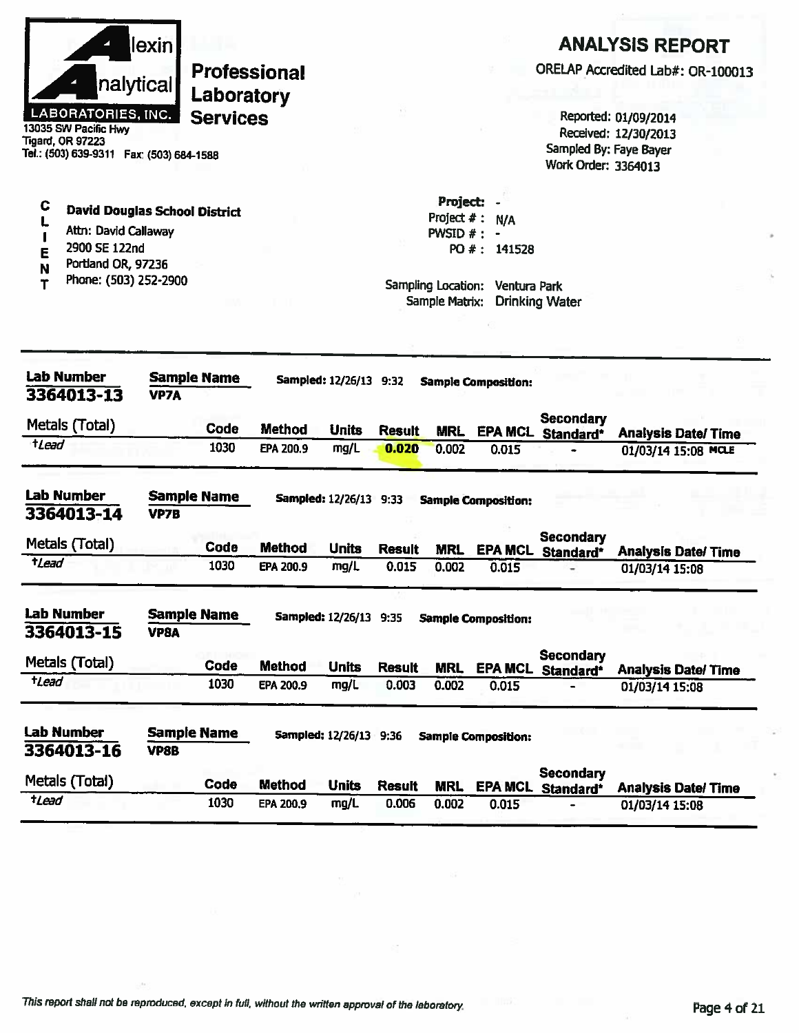# Alexin Analytical Laboratories, Inc.

13035 SW Pacific Hwy
Tigard, OR 97223
Tel.: (503) 639-9311 Fax: (503) 684-1588

**Professional Laboratory Services**

## ANALYSIS REPORT

ORELAP Accredited Lab#: OR-100013

Reported: 01/09/2014
Received: 12/30/2013
Sampled By: Faye Bayer
Work Order: 3364013

**CLIENT**

**David Douglas School District**
Attn: David Callaway
2900 SE 122nd
Portland OR, 97236
Phone: (503) 252-2900

**Project:** -
Project # : N/A
PWSID # : -
PO # : 141528

Sampling Location: Ventura Park
Sample Matrix: Drinking Water

---

**Lab Number:** 3364013-13 | **Sample Name:** VP7A | **Sampled:** 12/26/13 9:32 | **Sample Composition:**

| Metals (Total) | Code | Method | Units | Result | MRL | EPA MCL | Secondary Standard* | Analysis Date/ Time |
|---|---|---|---|---|---|---|---|---|
| †*Lead* | 1030 | EPA 200.9 | mg/L | **0.020** | 0.002 | 0.015 | - | 01/03/14 15:08 MCLE |

**Lab Number:** 3364013-14 | **Sample Name:** VP7B | **Sampled:** 12/26/13 9:33 | **Sample Composition:**

| Metals (Total) | Code | Method | Units | Result | MRL | EPA MCL | Secondary Standard* | Analysis Date/ Time |
|---|---|---|---|---|---|---|---|---|
| †*Lead* | 1030 | EPA 200.9 | mg/L | 0.015 | 0.002 | 0.015 | - | 01/03/14 15:08 |

**Lab Number:** 3364013-15 | **Sample Name:** VP8A | **Sampled:** 12/26/13 9:35 | **Sample Composition:**

| Metals (Total) | Code | Method | Units | Result | MRL | EPA MCL | Secondary Standard* | Analysis Date/ Time |
|---|---|---|---|---|---|---|---|---|
| †*Lead* | 1030 | EPA 200.9 | mg/L | 0.003 | 0.002 | 0.015 | - | 01/03/14 15:08 |

**Lab Number:** 3364013-16 | **Sample Name:** VP8B | **Sampled:** 12/26/13 9:36 | **Sample Composition:**

| Metals (Total) | Code | Method | Units | Result | MRL | EPA MCL | Secondary Standard* | Analysis Date/ Time |
|---|---|---|---|---|---|---|---|---|
| †*Lead* | 1030 | EPA 200.9 | mg/L | 0.006 | 0.002 | 0.015 | - | 01/03/14 15:08 |

*This report shall not be reproduced, except in full, without the written approval of the laboratory.*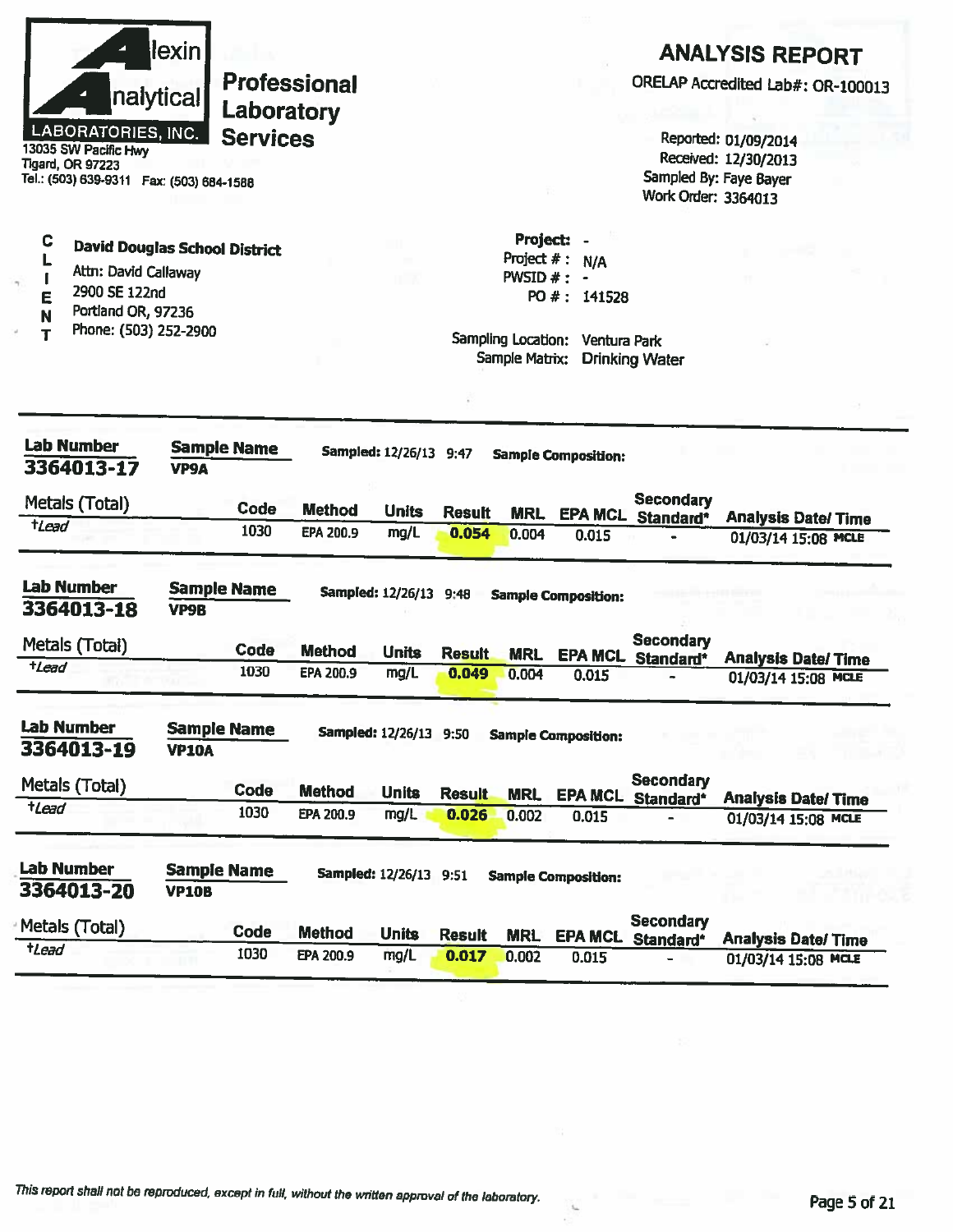**Alexin Analytical Laboratories, Inc.**
13035 SW Pacific Hwy
Tigard, OR 97223
Tel.: (503) 639-9311 Fax: (503) 684-1588

**Professional Laboratory Services**

## ANALYSIS REPORT

ORELAP Accredited Lab#: OR-100013

Reported: 01/09/2014
Received: 12/30/2013
Sampled By: Faye Bayer
Work Order: 3364013

**CLIENT**

**David Douglas School District**
Attn: David Callaway
2900 SE 122nd
Portland OR, 97236
Phone: (503) 252-2900

**Project:** -
Project # : N/A
PWSID # : -
PO # : 141528

Sampling Location: Ventura Park
Sample Matrix: Drinking Water

---

**Lab Number** 3364013-17 | **Sample Name** VP9A | **Sampled:** 12/26/13 9:47 | **Sample Composition:**

| Metals (Total) | Code | Method | Units | Result | MRL | EPA MCL | Secondary Standard* | Analysis Date/ Time |
|---|---|---|---|---|---|---|---|---|
| †*Lead* | 1030 | EPA 200.9 | mg/L | 0.054 | 0.004 | 0.015 | - | 01/03/14 15:08 MCLE |

**Lab Number** 3364013-18 | **Sample Name** VP9B | **Sampled:** 12/26/13 9:48 | **Sample Composition:**

| Metals (Total) | Code | Method | Units | Result | MRL | EPA MCL | Secondary Standard* | Analysis Date/ Time |
|---|---|---|---|---|---|---|---|---|
| †*Lead* | 1030 | EPA 200.9 | mg/L | 0.049 | 0.004 | 0.015 | - | 01/03/14 15:08 MCLE |

**Lab Number** 3364013-19 | **Sample Name** VP10A | **Sampled:** 12/26/13 9:50 | **Sample Composition:**

| Metals (Total) | Code | Method | Units | Result | MRL | EPA MCL | Secondary Standard* | Analysis Date/ Time |
|---|---|---|---|---|---|---|---|---|
| †*Lead* | 1030 | EPA 200.9 | mg/L | 0.026 | 0.002 | 0.015 | - | 01/03/14 15:08 MCLE |

**Lab Number** 3364013-20 | **Sample Name** VP10B | **Sampled:** 12/26/13 9:51 | **Sample Composition:**

| Metals (Total) | Code | Method | Units | Result | MRL | EPA MCL | Secondary Standard* | Analysis Date/ Time |
|---|---|---|---|---|---|---|---|---|
| †*Lead* | 1030 | EPA 200.9 | mg/L | 0.017 | 0.002 | 0.015 | - | 01/03/14 15:08 MCLE |

*This report shall not be reproduced, except in full, without the written approval of the laboratory.*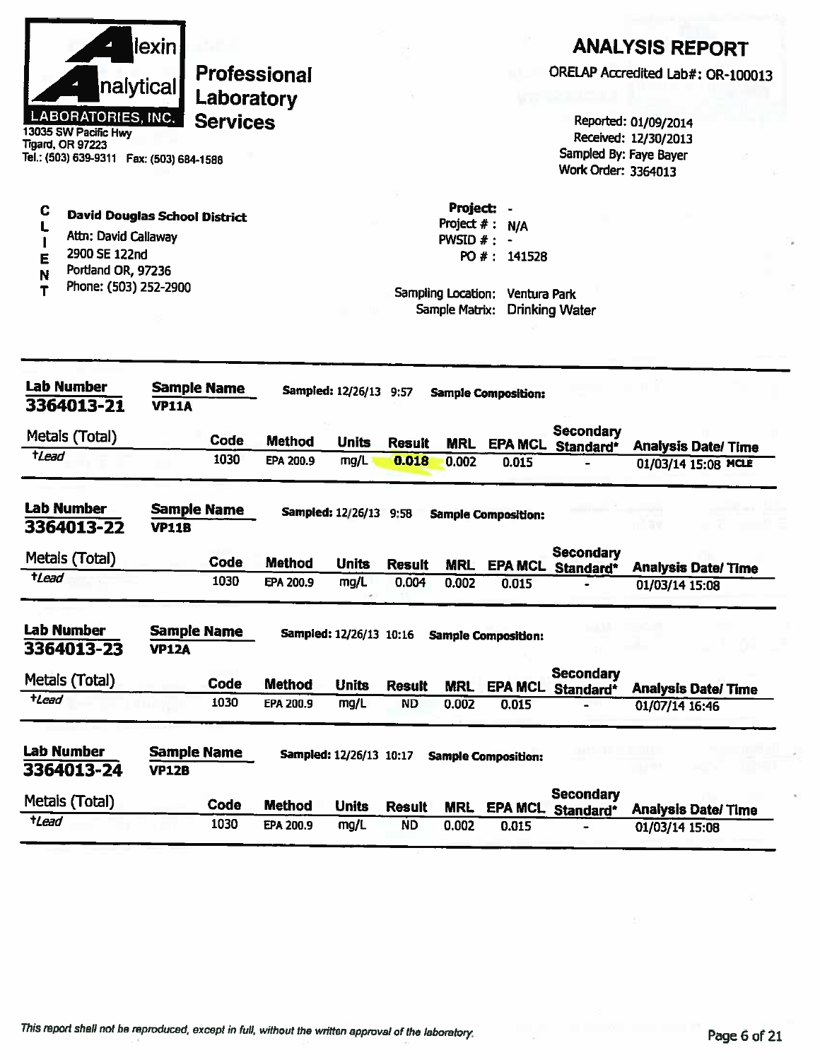**Alexin Analytical Laboratories, Inc.**
13035 SW Pacific Hwy
Tigard, OR 97223
Tel.: (503) 639-9311 Fax: (503) 684-1588

**Professional Laboratory Services**

# ANALYSIS REPORT

ORELAP Accredited Lab#: OR-100013

Reported: 01/09/2014
Received: 12/30/2013
Sampled By: Faye Bayer
Work Order: 3364013

**CLIENT**
**David Douglas School District**
Attn: David Callaway
2900 SE 122nd
Portland OR, 97236
Phone: (503) 252-2900

**Project:** -
Project # : N/A
PWSID # : -
PO # : 141528

Sampling Location: Ventura Park
Sample Matrix: Drinking Water

---

**Lab Number** 3364013-21 **Sample Name** VP11A **Sampled:** 12/26/13 9:57 **Sample Composition:**

| Metals (Total) | Code | Method | Units | Result | MRL | EPA MCL | Secondary Standard* | Analysis Date/ Time |
|---|---|---|---|---|---|---|---|---|
| †Lead | 1030 | EPA 200.9 | mg/L | 0.018 | 0.002 | 0.015 | - | 01/03/14 15:08 MCLE |

**Lab Number** 3364013-22 **Sample Name** VP11B **Sampled:** 12/26/13 9:58 **Sample Composition:**

| Metals (Total) | Code | Method | Units | Result | MRL | EPA MCL | Secondary Standard* | Analysis Date/ Time |
|---|---|---|---|---|---|---|---|---|
| †Lead | 1030 | EPA 200.9 | mg/L | 0.004 | 0.002 | 0.015 | - | 01/03/14 15:08 |

**Lab Number** 3364013-23 **Sample Name** VP12A **Sampled:** 12/26/13 10:16 **Sample Composition:**

| Metals (Total) | Code | Method | Units | Result | MRL | EPA MCL | Secondary Standard* | Analysis Date/ Time |
|---|---|---|---|---|---|---|---|---|
| †Lead | 1030 | EPA 200.9 | mg/L | ND | 0.002 | 0.015 | - | 01/07/14 16:46 |

**Lab Number** 3364013-24 **Sample Name** VP12B **Sampled:** 12/26/13 10:17 **Sample Composition:**

| Metals (Total) | Code | Method | Units | Result | MRL | EPA MCL | Secondary Standard* | Analysis Date/ Time |
|---|---|---|---|---|---|---|---|---|
| †Lead | 1030 | EPA 200.9 | mg/L | ND | 0.002 | 0.015 | - | 01/03/14 15:08 |

*This report shall not be reproduced, except in full, without the written approval of the laboratory.*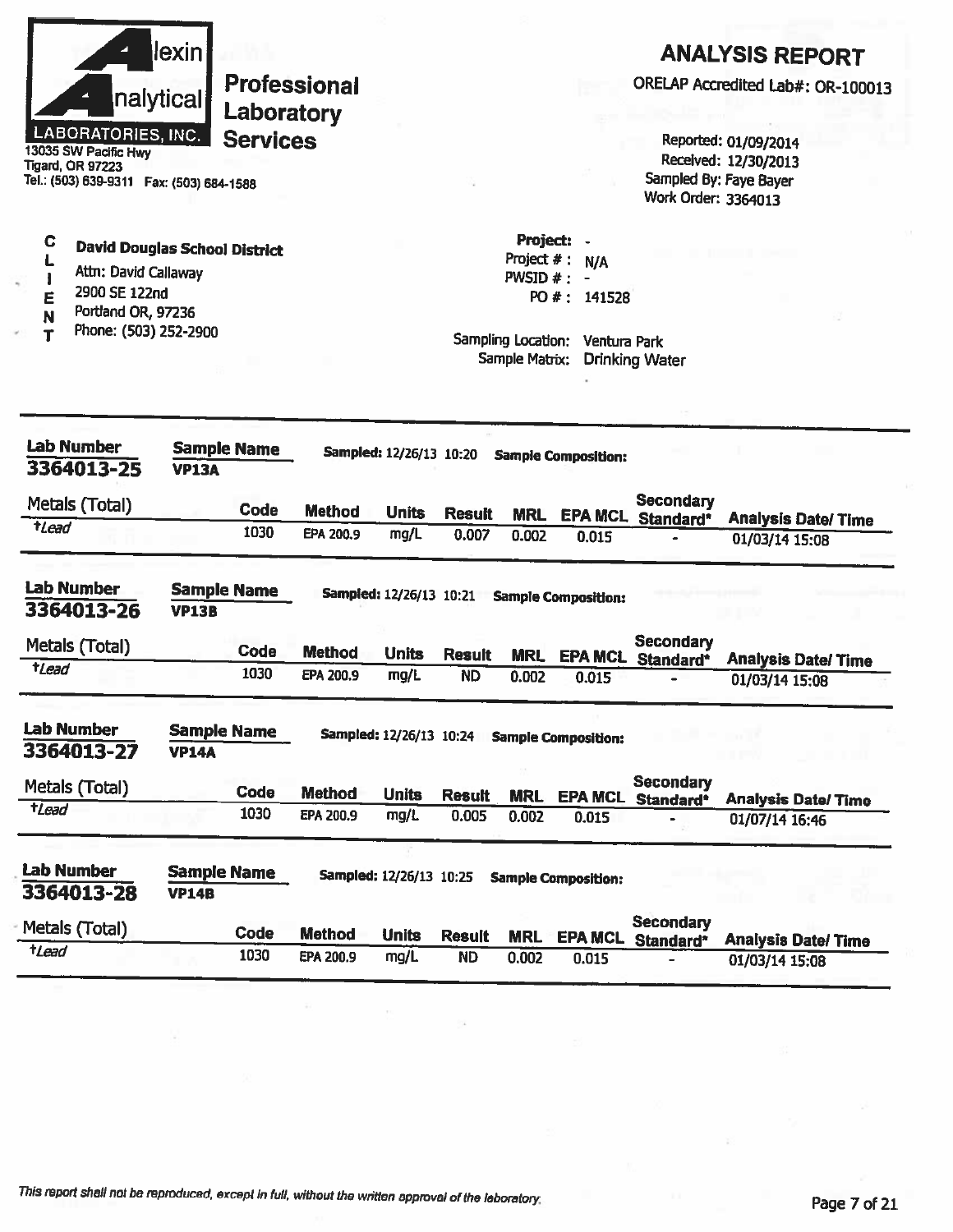**Alexin Analytical Laboratories, Inc.**
13035 SW Pacific Hwy
Tigard, OR 97223
Tel.: (503) 639-9311 Fax: (503) 684-1588

**Professional Laboratory Services**

# ANALYSIS REPORT

ORELAP Accredited Lab#: OR-100013

Reported: 01/09/2014
Received: 12/30/2013
Sampled By: Faye Bayer
Work Order: 3364013

**CLIENT**

**David Douglas School District**
Attn: David Callaway
2900 SE 122nd
Portland OR, 97236
Phone: (503) 252-2900

Project: -
Project # : N/A
PWSID # : -
PO # : 141528

Sampling Location: Ventura Park
Sample Matrix: Drinking Water

---

**Lab Number:** 3364013-25 **Sample Name:** VP13A **Sampled:** 12/26/13 10:20 **Sample Composition:**

| Metals (Total) | Code | Method | Units | Result | MRL | EPA MCL | Secondary Standard* | Analysis Date/ Time |
|---|---|---|---|---|---|---|---|---|
| †Lead | 1030 | EPA 200.9 | mg/L | 0.007 | 0.002 | 0.015 | - | 01/03/14 15:08 |

**Lab Number:** 3364013-26 **Sample Name:** VP13B **Sampled:** 12/26/13 10:21 **Sample Composition:**

| Metals (Total) | Code | Method | Units | Result | MRL | EPA MCL | Secondary Standard* | Analysis Date/ Time |
|---|---|---|---|---|---|---|---|---|
| †Lead | 1030 | EPA 200.9 | mg/L | ND | 0.002 | 0.015 | - | 01/03/14 15:08 |

**Lab Number:** 3364013-27 **Sample Name:** VP14A **Sampled:** 12/26/13 10:24 **Sample Composition:**

| Metals (Total) | Code | Method | Units | Result | MRL | EPA MCL | Secondary Standard* | Analysis Date/ Time |
|---|---|---|---|---|---|---|---|---|
| †Lead | 1030 | EPA 200.9 | mg/L | 0.005 | 0.002 | 0.015 | - | 01/07/14 16:46 |

**Lab Number:** 3364013-28 **Sample Name:** VP14B **Sampled:** 12/26/13 10:25 **Sample Composition:**

| Metals (Total) | Code | Method | Units | Result | MRL | EPA MCL | Secondary Standard* | Analysis Date/ Time |
|---|---|---|---|---|---|---|---|---|
| †Lead | 1030 | EPA 200.9 | mg/L | ND | 0.002 | 0.015 | - | 01/03/14 15:08 |

*This report shall not be reproduced, except in full, without the written approval of the laboratory.*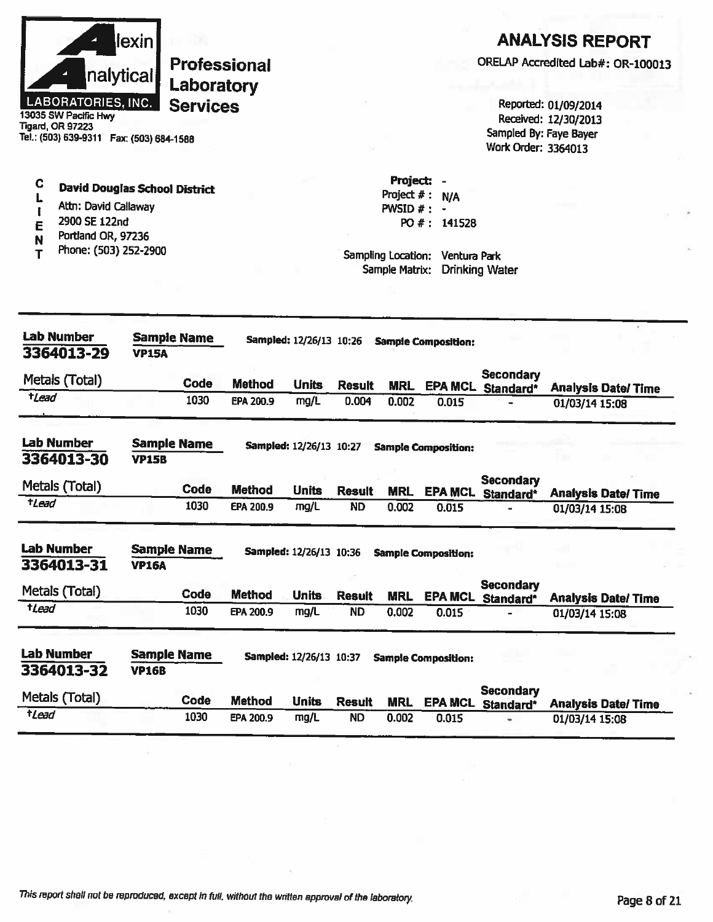**Alexin Analytical Laboratories, Inc.**
**Professional Laboratory Services**

13035 SW Pacific Hwy
Tigard, OR 97223
Tel.: (503) 639-9311 Fax: (503) 684-1588

# ANALYSIS REPORT

ORELAP Accredited Lab#: OR-100013

Reported: 01/09/2014
Received: 12/30/2013
Sampled By: Faye Bayer
Work Order: 3364013

**CLIENT**

**David Douglas School District**
Attn: David Callaway
2900 SE 122nd
Portland OR, 97236
Phone: (503) 252-2900

Project: -
Project # : N/A
PWSID # : -
PO # : 141528

Sampling Location: Ventura Park
Sample Matrix: Drinking Water

---

**Lab Number** 3364013-29 | **Sample Name** VP15A | **Sampled:** 12/26/13 10:26 | **Sample Composition:**

| Metals (Total) | Code | Method | Units | Result | MRL | EPA MCL | Secondary Standard* | Analysis Date/ Time |
|---|---|---|---|---|---|---|---|---|
| †*Lead* | 1030 | EPA 200.9 | mg/L | 0.004 | 0.002 | 0.015 | - | 01/03/14 15:08 |

**Lab Number** 3364013-30 | **Sample Name** VP15B | **Sampled:** 12/26/13 10:27 | **Sample Composition:**

| Metals (Total) | Code | Method | Units | Result | MRL | EPA MCL | Secondary Standard* | Analysis Date/ Time |
|---|---|---|---|---|---|---|---|---|
| †*Lead* | 1030 | EPA 200.9 | mg/L | ND | 0.002 | 0.015 | - | 01/03/14 15:08 |

**Lab Number** 3364013-31 | **Sample Name** VP16A | **Sampled:** 12/26/13 10:36 | **Sample Composition:**

| Metals (Total) | Code | Method | Units | Result | MRL | EPA MCL | Secondary Standard* | Analysis Date/ Time |
|---|---|---|---|---|---|---|---|---|
| †*Lead* | 1030 | EPA 200.9 | mg/L | ND | 0.002 | 0.015 | - | 01/03/14 15:08 |

**Lab Number** 3364013-32 | **Sample Name** VP16B | **Sampled:** 12/26/13 10:37 | **Sample Composition:**

| Metals (Total) | Code | Method | Units | Result | MRL | EPA MCL | Secondary Standard* | Analysis Date/ Time |
|---|---|---|---|---|---|---|---|---|
| †*Lead* | 1030 | EPA 200.9 | mg/L | ND | 0.002 | 0.015 | - | 01/03/14 15:08 |

*This report shall not be reproduced, except in full, without the written approval of the laboratory.*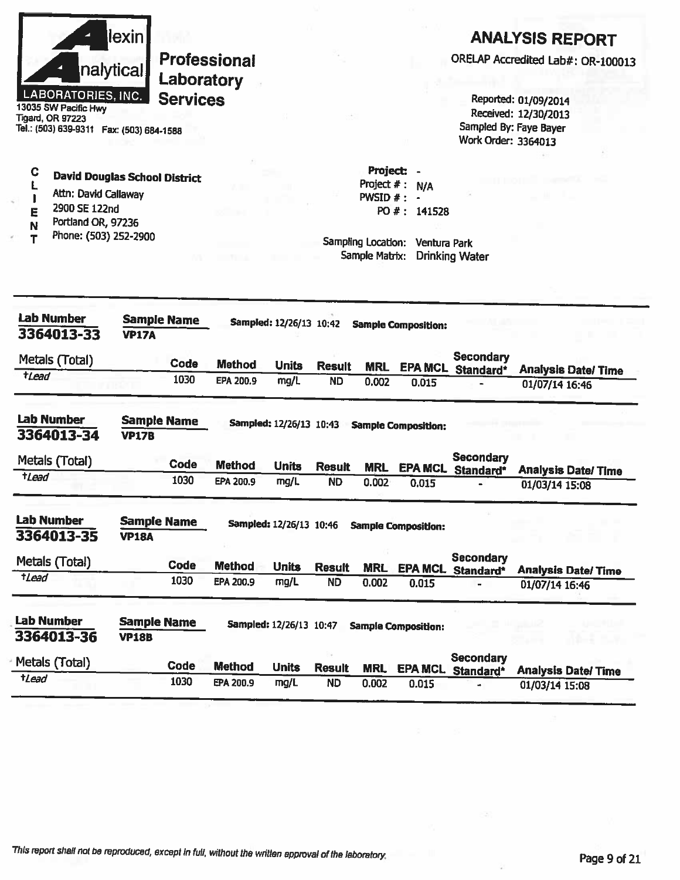**Alexin Analytical Laboratories, Inc.**
13035 SW Pacific Hwy
Tigard, OR 97223
Tel.: (503) 639-9311 Fax: (503) 684-1588

**Professional Laboratory Services**

# ANALYSIS REPORT

ORELAP Accredited Lab#: OR-100013

Reported: 01/09/2014
Received: 12/30/2013
Sampled By: Faye Bayer
Work Order: 3364013

**CLIENT**

**David Douglas School District**
Attn: David Callaway
2900 SE 122nd
Portland OR, 97236
Phone: (503) 252-2900

**Project:** -
Project # : N/A
PWSID # : -
PO # : 141528

Sampling Location: Ventura Park
Sample Matrix: Drinking Water

---

**Lab Number** 3364013-33 **Sample Name** VP17A **Sampled:** 12/26/13 10:42 **Sample Composition:**

| Metals (Total) | Code | Method | Units | Result | MRL | EPA MCL | Secondary Standard* | Analysis Date/ Time |
|---|---|---|---|---|---|---|---|---|
| †Lead | 1030 | EPA 200.9 | mg/L | ND | 0.002 | 0.015 | - | 01/07/14 16:46 |

**Lab Number** 3364013-34 **Sample Name** VP17B **Sampled:** 12/26/13 10:43 **Sample Composition:**

| Metals (Total) | Code | Method | Units | Result | MRL | EPA MCL | Secondary Standard* | Analysis Date/ Time |
|---|---|---|---|---|---|---|---|---|
| †Lead | 1030 | EPA 200.9 | mg/L | ND | 0.002 | 0.015 | - | 01/03/14 15:08 |

**Lab Number** 3364013-35 **Sample Name** VP18A **Sampled:** 12/26/13 10:46 **Sample Composition:**

| Metals (Total) | Code | Method | Units | Result | MRL | EPA MCL | Secondary Standard* | Analysis Date/ Time |
|---|---|---|---|---|---|---|---|---|
| †Lead | 1030 | EPA 200.9 | mg/L | ND | 0.002 | 0.015 | - | 01/07/14 16:46 |

**Lab Number** 3364013-36 **Sample Name** VP18B **Sampled:** 12/26/13 10:47 **Sample Composition:**

| Metals (Total) | Code | Method | Units | Result | MRL | EPA MCL | Secondary Standard* | Analysis Date/ Time |
|---|---|---|---|---|---|---|---|---|
| †Lead | 1030 | EPA 200.9 | mg/L | ND | 0.002 | 0.015 | - | 01/03/14 15:08 |

*This report shall not be reproduced, except in full, without the written approval of the laboratory.*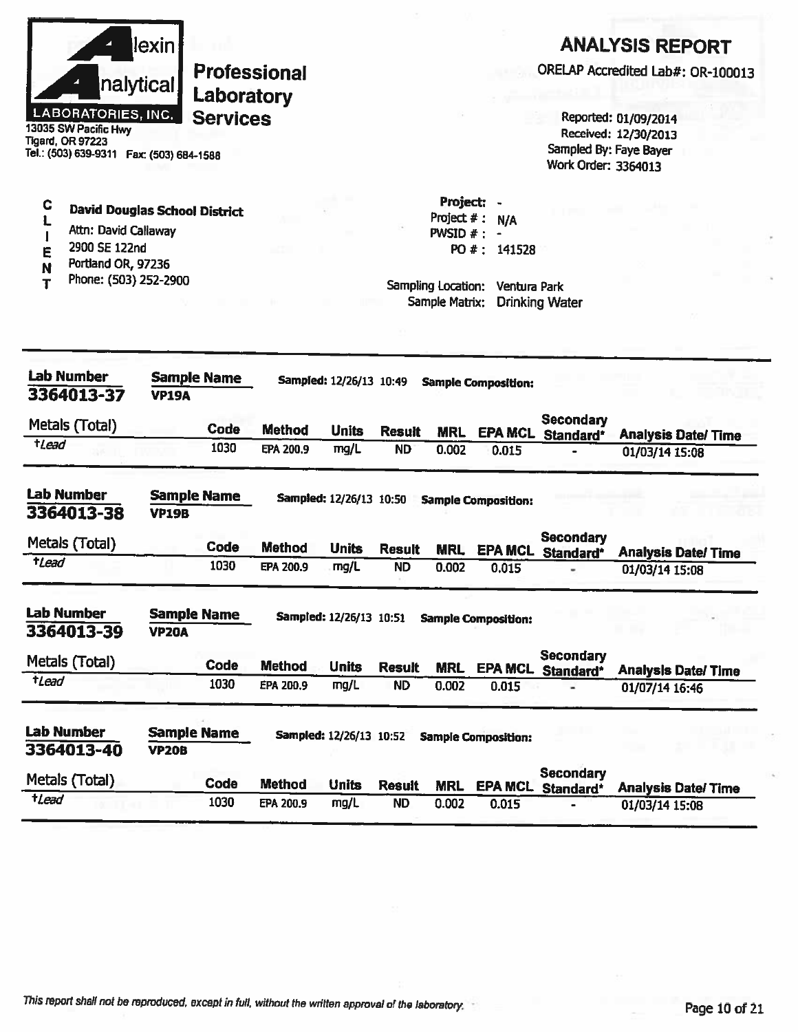**Alexin Analytical Laboratories, Inc.**

13035 SW Pacific Hwy
Tigard, OR 97223
Tel.: (503) 639-9311 Fax: (503) 684-1588

**Professional Laboratory Services**

# ANALYSIS REPORT

ORELAP Accredited Lab#: OR-100013

Reported: 01/09/2014
Received: 12/30/2013
Sampled By: Faye Bayer
Work Order: 3364013

**CLIENT**

**David Douglas School District**
Attn: David Callaway
2900 SE 122nd
Portland OR, 97236
Phone: (503) 252-2900

Project: -
Project # : N/A
PWSID # : -
PO # : 141528

Sampling Location: Ventura Park
Sample Matrix: Drinking Water

---

**Lab Number** 3364013-37 | **Sample Name** VP19A | **Sampled:** 12/26/13 10:49 | **Sample Composition:**

| Metals (Total) | Code | Method | Units | Result | MRL | EPA MCL | Secondary Standard* | Analysis Date/ Time |
|---|---|---|---|---|---|---|---|---|
| †Lead | 1030 | EPA 200.9 | mg/L | ND | 0.002 | 0.015 | - | 01/03/14 15:08 |

**Lab Number** 3364013-38 | **Sample Name** VP19B | **Sampled:** 12/26/13 10:50 | **Sample Composition:**

| Metals (Total) | Code | Method | Units | Result | MRL | EPA MCL | Secondary Standard* | Analysis Date/ Time |
|---|---|---|---|---|---|---|---|---|
| †Lead | 1030 | EPA 200.9 | mg/L | ND | 0.002 | 0.015 | - | 01/03/14 15:08 |

**Lab Number** 3364013-39 | **Sample Name** VP20A | **Sampled:** 12/26/13 10:51 | **Sample Composition:**

| Metals (Total) | Code | Method | Units | Result | MRL | EPA MCL | Secondary Standard* | Analysis Date/ Time |
|---|---|---|---|---|---|---|---|---|
| †Lead | 1030 | EPA 200.9 | mg/L | ND | 0.002 | 0.015 | - | 01/07/14 16:46 |

**Lab Number** 3364013-40 | **Sample Name** VP20B | **Sampled:** 12/26/13 10:52 | **Sample Composition:**

| Metals (Total) | Code | Method | Units | Result | MRL | EPA MCL | Secondary Standard* | Analysis Date/ Time |
|---|---|---|---|---|---|---|---|---|
| †Lead | 1030 | EPA 200.9 | mg/L | ND | 0.002 | 0.015 | - | 01/03/14 15:08 |

*This report shall not be reproduced, except in full, without the written approval of the laboratory.*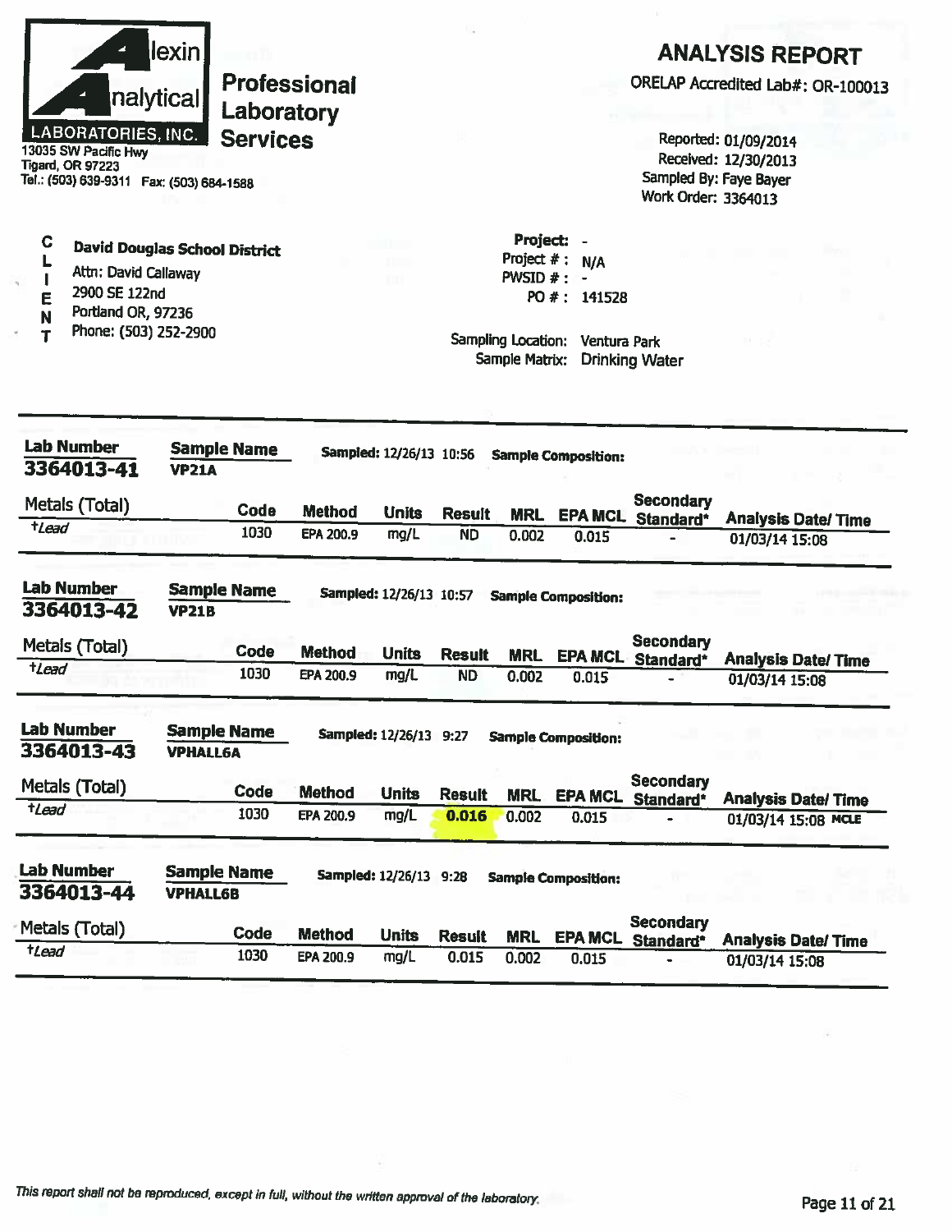**Alexin Analytical LABORATORIES, INC.**
13035 SW Pacific Hwy
Tigard, OR 97223
Tel.: (503) 639-9311 Fax: (503) 684-1588

**Professional Laboratory Services**

## ANALYSIS REPORT

ORELAP Accredited Lab#: OR-100013

Reported: 01/09/2014
Received: 12/30/2013
Sampled By: Faye Bayer
Work Order: 3364013

**CLIENT**

**David Douglas School District**
Attn: David Callaway
2900 SE 122nd
Portland OR, 97236
Phone: (503) 252-2900

**Project:** -
Project # : N/A
PWSID # : -
PO # : 141528

Sampling Location: Ventura Park
Sample Matrix: Drinking Water

---

**Lab Number** 3364013-41 | **Sample Name** VP21A | **Sampled:** 12/26/13 10:56 | **Sample Composition:**

| Metals (Total) | Code | Method | Units | Result | MRL | EPA MCL | Secondary Standard* | Analysis Date/ Time |
|---|---|---|---|---|---|---|---|---|
| †*Lead* | 1030 | EPA 200.9 | mg/L | ND | 0.002 | 0.015 | - | 01/03/14 15:08 |

**Lab Number** 3364013-42 | **Sample Name** VP21B | **Sampled:** 12/26/13 10:57 | **Sample Composition:**

| Metals (Total) | Code | Method | Units | Result | MRL | EPA MCL | Secondary Standard* | Analysis Date/ Time |
|---|---|---|---|---|---|---|---|---|
| †*Lead* | 1030 | EPA 200.9 | mg/L | ND | 0.002 | 0.015 | - | 01/03/14 15:08 |

**Lab Number** 3364013-43 | **Sample Name** VPHALL6A | **Sampled:** 12/26/13 9:27 | **Sample Composition:**

| Metals (Total) | Code | Method | Units | Result | MRL | EPA MCL | Secondary Standard* | Analysis Date/ Time |
|---|---|---|---|---|---|---|---|---|
| †*Lead* | 1030 | EPA 200.9 | mg/L | **0.016** | 0.002 | 0.015 | - | 01/03/14 15:08 MCLE |

**Lab Number** 3364013-44 | **Sample Name** VPHALL6B | **Sampled:** 12/26/13 9:28 | **Sample Composition:**

| Metals (Total) | Code | Method | Units | Result | MRL | EPA MCL | Secondary Standard* | Analysis Date/ Time |
|---|---|---|---|---|---|---|---|---|
| †*Lead* | 1030 | EPA 200.9 | mg/L | 0.015 | 0.002 | 0.015 | - | 01/03/14 15:08 |

*This report shall not be reproduced, except in full, without the written approval of the laboratory.*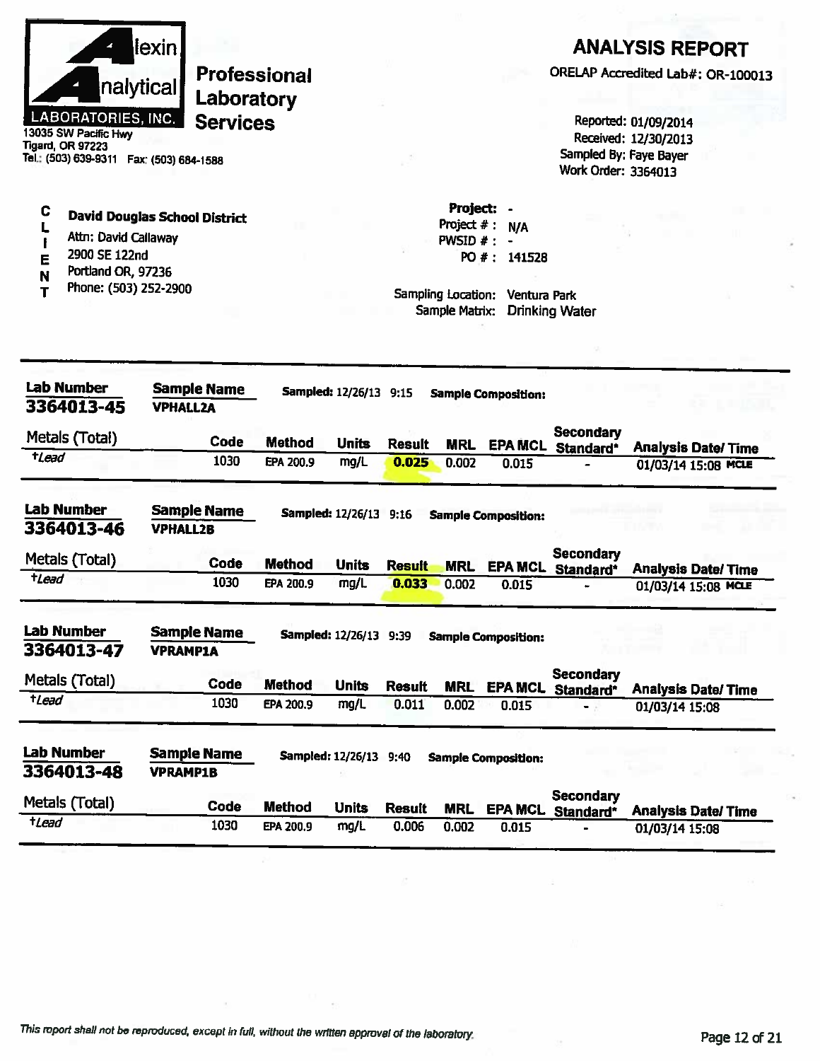**Alexin Analytical Laboratories, Inc.**

13035 SW Pacific Hwy
Tigard, OR 97223
Tel.: (503) 639-9311 Fax: (503) 684-1588

**Professional Laboratory Services**

# ANALYSIS REPORT

ORELAP Accredited Lab#: OR-100013

Reported: 01/09/2014
Received: 12/30/2013
Sampled By: Faye Bayer
Work Order: 3364013

**CLIENT**

**David Douglas School District**
Attn: David Callaway
2900 SE 122nd
Portland OR, 97236
Phone: (503) 252-2900

**Project:** -
Project # : N/A
PWSID # : -
PO # : 141528

Sampling Location: Ventura Park
Sample Matrix: Drinking Water

---

**Lab Number:** 3364013-45 **Sample Name:** VPHALL2A **Sampled:** 12/26/13 9:15 **Sample Composition:**

| Metals (Total) | Code | Method | Units | Result | MRL | EPA MCL | Secondary Standard* | Analysis Date/ Time |
|---|---|---|---|---|---|---|---|---|
| †*Lead* | 1030 | EPA 200.9 | mg/L | **0.025** | 0.002 | 0.015 | - | 01/03/14 15:08 MCLE |

**Lab Number:** 3364013-46 **Sample Name:** VPHALL2B **Sampled:** 12/26/13 9:16 **Sample Composition:**

| Metals (Total) | Code | Method | Units | Result | MRL | EPA MCL | Secondary Standard* | Analysis Date/ Time |
|---|---|---|---|---|---|---|---|---|
| †*Lead* | 1030 | EPA 200.9 | mg/L | **0.033** | 0.002 | 0.015 | - | 01/03/14 15:08 MCLE |

**Lab Number:** 3364013-47 **Sample Name:** VPRAMP1A **Sampled:** 12/26/13 9:39 **Sample Composition:**

| Metals (Total) | Code | Method | Units | Result | MRL | EPA MCL | Secondary Standard* | Analysis Date/ Time |
|---|---|---|---|---|---|---|---|---|
| †*Lead* | 1030 | EPA 200.9 | mg/L | 0.011 | 0.002 | 0.015 | - | 01/03/14 15:08 |

**Lab Number:** 3364013-48 **Sample Name:** VPRAMP1B **Sampled:** 12/26/13 9:40 **Sample Composition:**

| Metals (Total) | Code | Method | Units | Result | MRL | EPA MCL | Secondary Standard* | Analysis Date/ Time |
|---|---|---|---|---|---|---|---|---|
| †*Lead* | 1030 | EPA 200.9 | mg/L | 0.006 | 0.002 | 0.015 | - | 01/03/14 15:08 |

*This report shall not be reproduced, except in full, without the written approval of the laboratory.*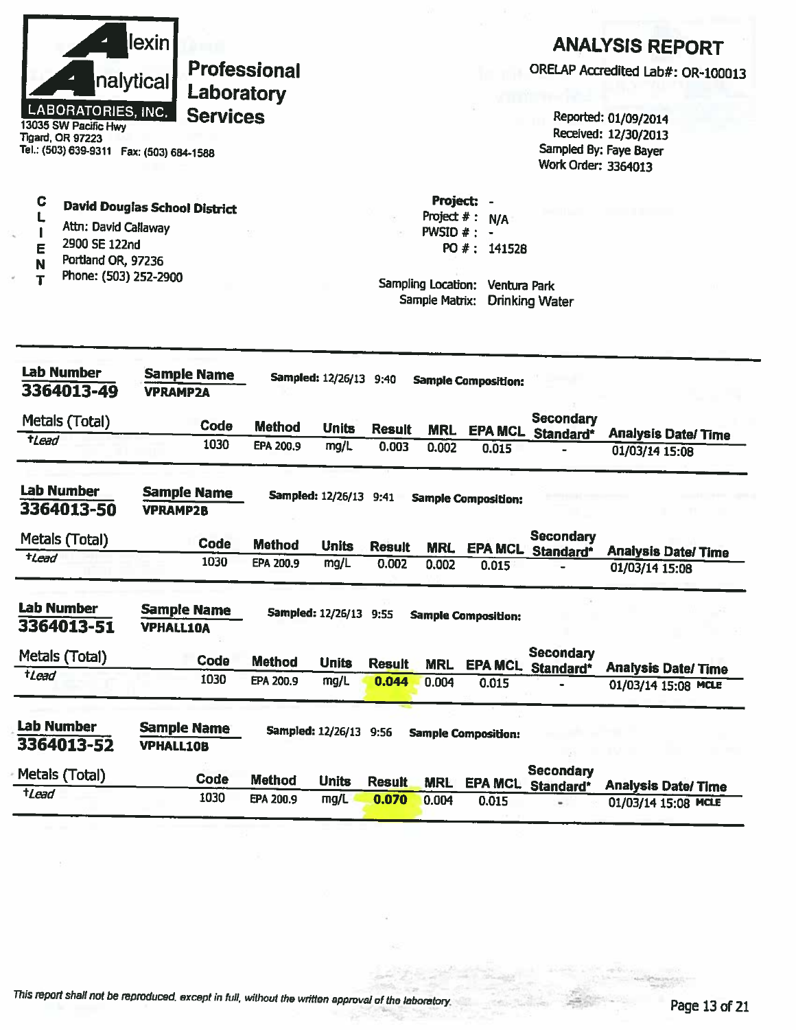**Alexin Analytical Laboratories, Inc.**

13035 SW Pacific Hwy
Tigard, OR 97223
Tel.: (503) 639-9311 Fax: (503) 684-1588

**Professional Laboratory Services**

# ANALYSIS REPORT

ORELAP Accredited Lab#: OR-100013

Reported: 01/09/2014
Received: 12/30/2013
Sampled By: Faye Bayer
Work Order: 3364013

**CLIENT**

**David Douglas School District**
Attn: David Callaway
2900 SE 122nd
Portland OR, 97236
Phone: (503) 252-2900

**Project:** -
Project # : N/A
PWSID # : -
PO # : 141528

Sampling Location: Ventura Park
Sample Matrix: Drinking Water

---

**Lab Number** 3364013-49 | **Sample Name** VPRAMP2A | **Sampled:** 12/26/13 9:40 | **Sample Composition:**

| Metals (Total) | Code | Method | Units | Result | MRL | EPA MCL | Secondary Standard* | Analysis Date/ Time |
|---|---|---|---|---|---|---|---|---|
| †*Lead* | 1030 | EPA 200.9 | mg/L | 0.003 | 0.002 | 0.015 | - | 01/03/14 15:08 |

**Lab Number** 3364013-50 | **Sample Name** VPRAMP2B | **Sampled:** 12/26/13 9:41 | **Sample Composition:**

| Metals (Total) | Code | Method | Units | Result | MRL | EPA MCL | Secondary Standard* | Analysis Date/ Time |
|---|---|---|---|---|---|---|---|---|
| †*Lead* | 1030 | EPA 200.9 | mg/L | 0.002 | 0.002 | 0.015 | - | 01/03/14 15:08 |

**Lab Number** 3364013-51 | **Sample Name** VPHALL10A | **Sampled:** 12/26/13 9:55 | **Sample Composition:**

| Metals (Total) | Code | Method | Units | Result | MRL | EPA MCL | Secondary Standard* | Analysis Date/ Time |
|---|---|---|---|---|---|---|---|---|
| †*Lead* | 1030 | EPA 200.9 | mg/L | **0.044** | 0.004 | 0.015 | - | 01/03/14 15:08 MCLE |

**Lab Number** 3364013-52 | **Sample Name** VPHALL10B | **Sampled:** 12/26/13 9:56 | **Sample Composition:**

| Metals (Total) | Code | Method | Units | Result | MRL | EPA MCL | Secondary Standard* | Analysis Date/ Time |
|---|---|---|---|---|---|---|---|---|
| †*Lead* | 1030 | EPA 200.9 | mg/L | **0.070** | 0.004 | 0.015 | - | 01/03/14 15:08 MCLE |

*This report shall not be reproduced, except in full, without the written approval of the laboratory.*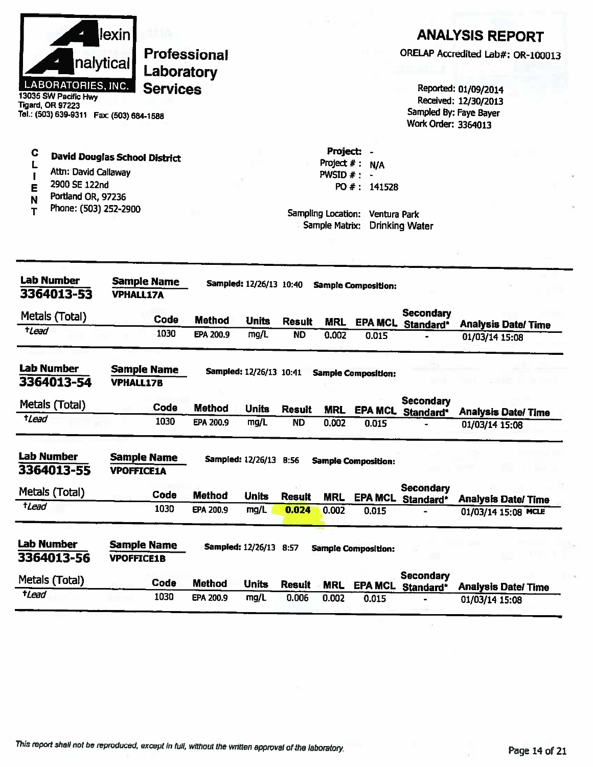**Alexin Analytical Laboratories, Inc.**

**Professional Laboratory Services**

13035 SW Pacific Hwy
Tigard, OR 97223
Tel.: (503) 639-9311 Fax: (503) 684-1588

# ANALYSIS REPORT

ORELAP Accredited Lab#: OR-100013

Reported: 01/09/2014
Received: 12/30/2013
Sampled By: Faye Bayer
Work Order: 3364013

**CLIENT**

**David Douglas School District**
Attn: David Callaway
2900 SE 122nd
Portland OR, 97236
Phone: (503) 252-2900

Project: -
Project # : N/A
PWSID # : -
PO # : 141528

Sampling Location: Ventura Park
Sample Matrix: Drinking Water

---

**Lab Number:** 3364013-53 | **Sample Name:** VPHALL17A | **Sampled:** 12/26/13 10:40 | **Sample Composition:**

| Metals (Total) | Code | Method | Units | Result | MRL | EPA MCL | Secondary Standard* | Analysis Date/ Time |
|---|---|---|---|---|---|---|---|---|
| †*Lead* | 1030 | EPA 200.9 | mg/L | ND | 0.002 | 0.015 | - | 01/03/14 15:08 |

**Lab Number:** 3364013-54 | **Sample Name:** VPHALL17B | **Sampled:** 12/26/13 10:41 | **Sample Composition:**

| Metals (Total) | Code | Method | Units | Result | MRL | EPA MCL | Secondary Standard* | Analysis Date/ Time |
|---|---|---|---|---|---|---|---|---|
| †*Lead* | 1030 | EPA 200.9 | mg/L | ND | 0.002 | 0.015 | - | 01/03/14 15:08 |

**Lab Number:** 3364013-55 | **Sample Name:** VPOFFICE1A | **Sampled:** 12/26/13 8:56 | **Sample Composition:**

| Metals (Total) | Code | Method | Units | Result | MRL | EPA MCL | Secondary Standard* | Analysis Date/ Time |
|---|---|---|---|---|---|---|---|---|
| †*Lead* | 1030 | EPA 200.9 | mg/L | **0.024** | 0.002 | 0.015 | - | 01/03/14 15:08 MCLE |

**Lab Number:** 3364013-56 | **Sample Name:** VPOFFICE1B | **Sampled:** 12/26/13 8:57 | **Sample Composition:**

| Metals (Total) | Code | Method | Units | Result | MRL | EPA MCL | Secondary Standard* | Analysis Date/ Time |
|---|---|---|---|---|---|---|---|---|
| †*Lead* | 1030 | EPA 200.9 | mg/L | 0.006 | 0.002 | 0.015 | - | 01/03/14 15:08 |

*This report shall not be reproduced, except in full, without the written approval of the laboratory.*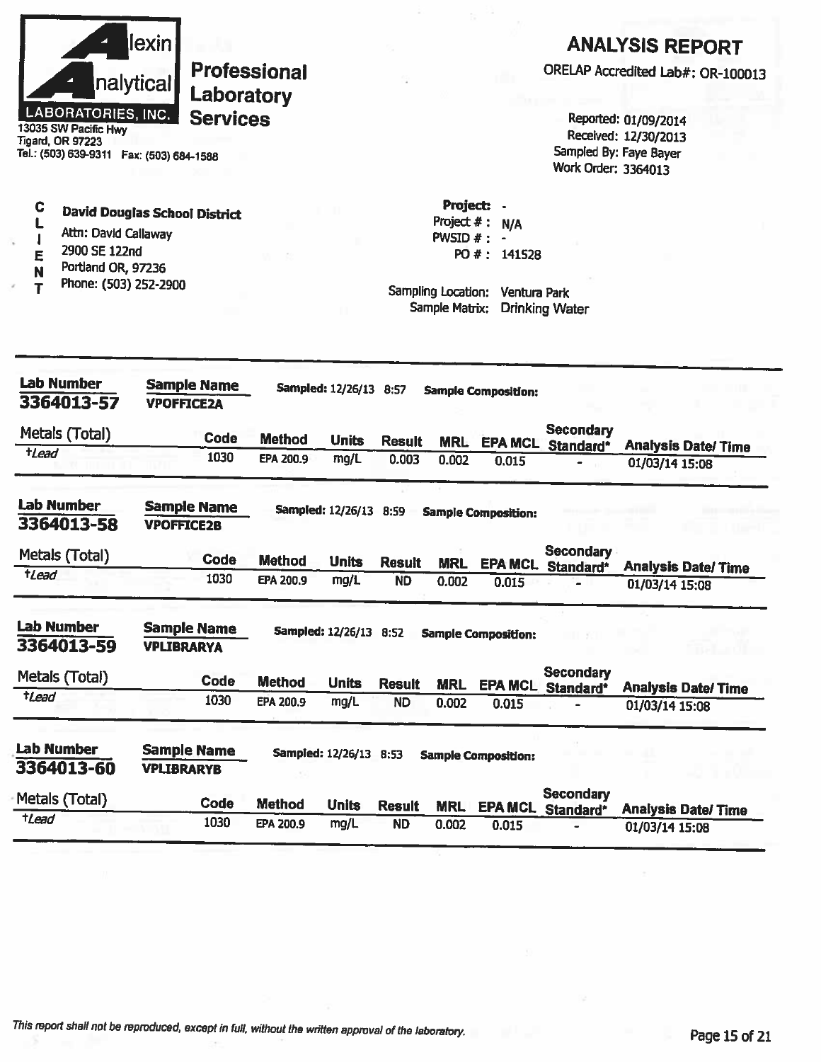**Alexin Analytical Laboratories, Inc.**

**Professional Laboratory Services**

13035 SW Pacific Hwy
Tigard, OR 97223
Tel.: (503) 639-9311 Fax: (503) 684-1588

# ANALYSIS REPORT

ORELAP Accredited Lab#: OR-100013

Reported: 01/09/2014
Received: 12/30/2013
Sampled By: Faye Bayer
Work Order: 3364013

**CLIENT**

**David Douglas School District**
Attn: David Callaway
2900 SE 122nd
Portland OR, 97236
Phone: (503) 252-2900

**Project:** -
Project # : N/A
PWSID # : -
PO # : 141528

Sampling Location: Ventura Park
Sample Matrix: Drinking Water

---

**Lab Number** 3364013-57 | **Sample Name** VPOFFICE2A | **Sampled:** 12/26/13 8:57 | **Sample Composition:**

| Metals (Total) | Code | Method | Units | Result | MRL | EPA MCL | Secondary Standard* | Analysis Date/ Time |
|---|---|---|---|---|---|---|---|---|
| †*Lead* | 1030 | EPA 200.9 | mg/L | 0.003 | 0.002 | 0.015 | - | 01/03/14 15:08 |

**Lab Number** 3364013-58 | **Sample Name** VPOFFICE2B | **Sampled:** 12/26/13 8:59 | **Sample Composition:**

| Metals (Total) | Code | Method | Units | Result | MRL | EPA MCL | Secondary Standard* | Analysis Date/ Time |
|---|---|---|---|---|---|---|---|---|
| †*Lead* | 1030 | EPA 200.9 | mg/L | ND | 0.002 | 0.015 | - | 01/03/14 15:08 |

**Lab Number** 3364013-59 | **Sample Name** VPLIBRARYA | **Sampled:** 12/26/13 8:52 | **Sample Composition:**

| Metals (Total) | Code | Method | Units | Result | MRL | EPA MCL | Secondary Standard* | Analysis Date/ Time |
|---|---|---|---|---|---|---|---|---|
| †*Lead* | 1030 | EPA 200.9 | mg/L | ND | 0.002 | 0.015 | - | 01/03/14 15:08 |

**Lab Number** 3364013-60 | **Sample Name** VPLIBRARYB | **Sampled:** 12/26/13 8:53 | **Sample Composition:**

| Metals (Total) | Code | Method | Units | Result | MRL | EPA MCL | Secondary Standard* | Analysis Date/ Time |
|---|---|---|---|---|---|---|---|---|
| †*Lead* | 1030 | EPA 200.9 | mg/L | ND | 0.002 | 0.015 | - | 01/03/14 15:08 |

*This report shall not be reproduced, except in full, without the written approval of the laboratory.*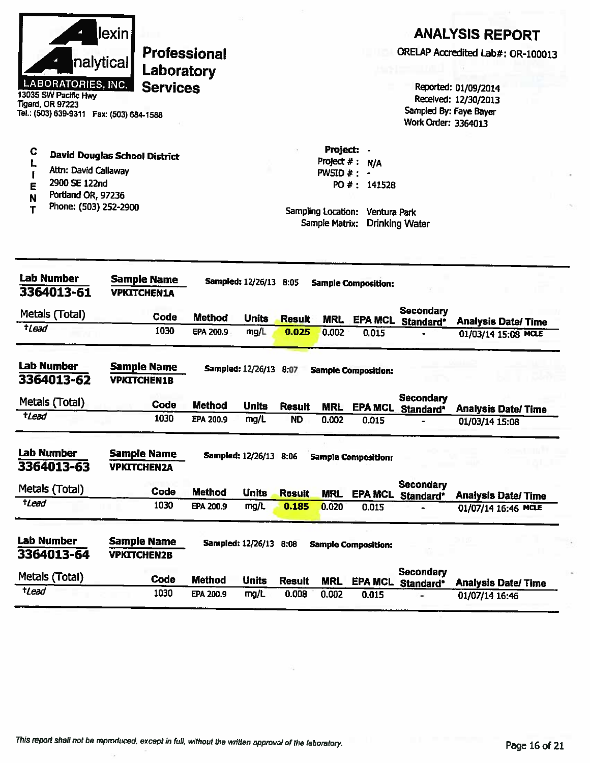**Alexin Analytical LABORATORIES, INC.**
13035 SW Pacific Hwy
Tigard, OR 97223
Tel.: (503) 639-9311 Fax: (503) 684-1588

**Professional Laboratory Services**

## ANALYSIS REPORT

ORELAP Accredited Lab#: OR-100013

Reported: 01/09/2014
Received: 12/30/2013
Sampled By: Faye Bayer
Work Order: 3364013

**CLIENT**

**David Douglas School District**
Attn: David Callaway
2900 SE 122nd
Portland OR, 97236
Phone: (503) 252-2900

**Project:** -
Project # : N/A
PWSID # : -
PO # : 141528

Sampling Location: Ventura Park
Sample Matrix: Drinking Water

---

**Lab Number** 3364013-61 **Sample Name** VPKITCHEN1A **Sampled:** 12/26/13 8:05 **Sample Composition:**

| Metals (Total) | Code | Method | Units | Result | MRL | EPA MCL | Secondary Standard* | Analysis Date/ Time |
|---|---|---|---|---|---|---|---|---|
| †*Lead* | 1030 | EPA 200.9 | mg/L | **0.025** | 0.002 | 0.015 | - | 01/03/14 15:08 MCLE |

**Lab Number** 3364013-62 **Sample Name** VPKITCHEN1B **Sampled:** 12/26/13 8:07 **Sample Composition:**

| Metals (Total) | Code | Method | Units | Result | MRL | EPA MCL | Secondary Standard* | Analysis Date/ Time |
|---|---|---|---|---|---|---|---|---|
| †*Lead* | 1030 | EPA 200.9 | mg/L | ND | 0.002 | 0.015 | - | 01/03/14 15:08 |

**Lab Number** 3364013-63 **Sample Name** VPKITCHEN2A **Sampled:** 12/26/13 8:06 **Sample Composition:**

| Metals (Total) | Code | Method | Units | Result | MRL | EPA MCL | Secondary Standard* | Analysis Date/ Time |
|---|---|---|---|---|---|---|---|---|
| †*Lead* | 1030 | EPA 200.9 | mg/L | **0.185** | 0.020 | 0.015 | - | 01/07/14 16:46 MCLE |

**Lab Number** 3364013-64 **Sample Name** VPKITCHEN2B **Sampled:** 12/26/13 8:08 **Sample Composition:**

| Metals (Total) | Code | Method | Units | Result | MRL | EPA MCL | Secondary Standard* | Analysis Date/ Time |
|---|---|---|---|---|---|---|---|---|
| †*Lead* | 1030 | EPA 200.9 | mg/L | 0.008 | 0.002 | 0.015 | - | 01/07/14 16:46 |

*This report shall not be reproduced, except in full, without the written approval of the laboratory.*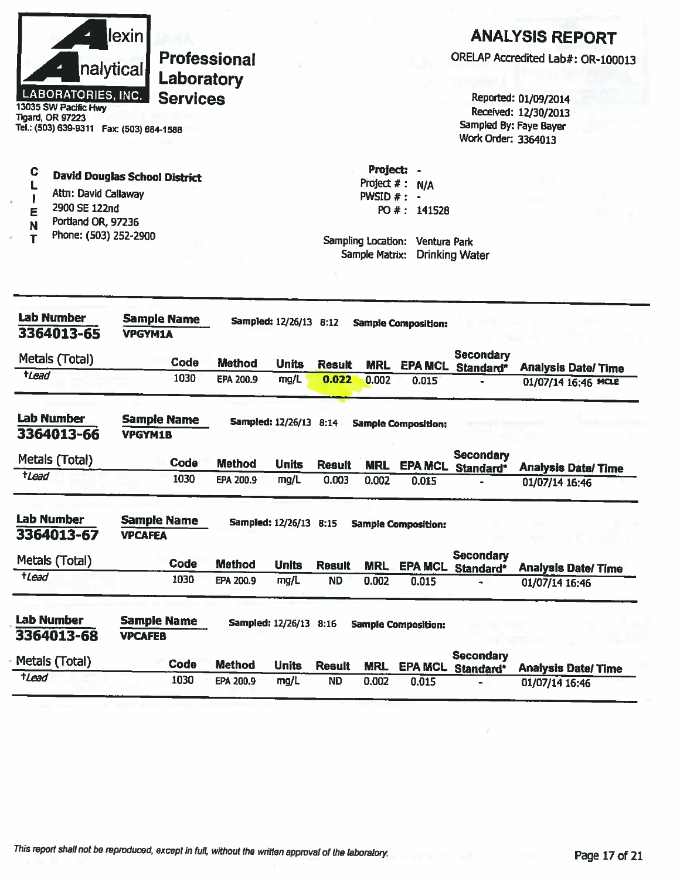# Alexin Analytical Laboratories, Inc.

## Professional Laboratory Services

13035 SW Pacific Hwy
Tigard, OR 97223
Tel.: (503) 639-9311 Fax: (503) 684-1588

# ANALYSIS REPORT

ORELAP Accredited Lab#: OR-100013

Reported: 01/09/2014
Received: 12/30/2013
Sampled By: Faye Bayer
Work Order: 3364013

**CLIENT**

**David Douglas School District**
Attn: David Callaway
2900 SE 122nd
Portland OR, 97236
Phone: (503) 252-2900

**Project:** -
Project # : N/A
PWSID # : -
PO # : 141528

Sampling Location: Ventura Park
Sample Matrix: Drinking Water

---

**Lab Number** 3364013-65 | **Sample Name** VPGYM1A | **Sampled:** 12/26/13 8:12 | **Sample Composition:**

| Metals (Total) | Code | Method | Units | Result | MRL | EPA MCL | Secondary Standard* | Analysis Date/ Time |
|---|---|---|---|---|---|---|---|---|
| †*Lead* | 1030 | EPA 200.9 | mg/L | 0.022 | 0.002 | 0.015 | - | 01/07/14 16:46 MCLE |

**Lab Number** 3364013-66 | **Sample Name** VPGYM1B | **Sampled:** 12/26/13 8:14 | **Sample Composition:**

| Metals (Total) | Code | Method | Units | Result | MRL | EPA MCL | Secondary Standard* | Analysis Date/ Time |
|---|---|---|---|---|---|---|---|---|
| †*Lead* | 1030 | EPA 200.9 | mg/L | 0.003 | 0.002 | 0.015 | - | 01/07/14 16:46 |

**Lab Number** 3364013-67 | **Sample Name** VPCAFEA | **Sampled:** 12/26/13 8:15 | **Sample Composition:**

| Metals (Total) | Code | Method | Units | Result | MRL | EPA MCL | Secondary Standard* | Analysis Date/ Time |
|---|---|---|---|---|---|---|---|---|
| †*Lead* | 1030 | EPA 200.9 | mg/L | ND | 0.002 | 0.015 | - | 01/07/14 16:46 |

**Lab Number** 3364013-68 | **Sample Name** VPCAFEB | **Sampled:** 12/26/13 8:16 | **Sample Composition:**

| Metals (Total) | Code | Method | Units | Result | MRL | EPA MCL | Secondary Standard* | Analysis Date/ Time |
|---|---|---|---|---|---|---|---|---|
| †*Lead* | 1030 | EPA 200.9 | mg/L | ND | 0.002 | 0.015 | - | 01/07/14 16:46 |

*This report shall not be reproduced, except in full, without the written approval of the laboratory.*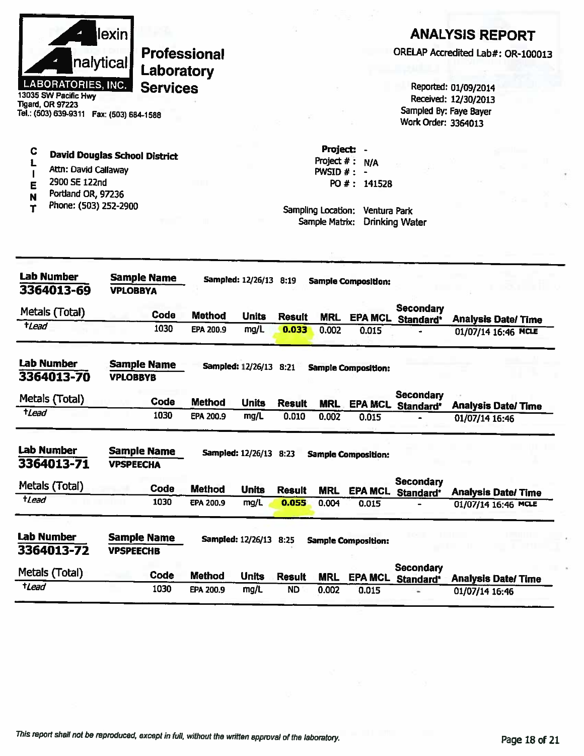**Alexin Analytical LABORATORIES, INC.**
13035 SW Pacific Hwy
Tigard, OR 97223
Tel.: (503) 639-9311 Fax: (503) 684-1588

**Professional Laboratory Services**

# ANALYSIS REPORT

ORELAP Accredited Lab#: OR-100013

Reported: 01/09/2014
Received: 12/30/2013
Sampled By: Faye Bayer
Work Order: 3364013

**CLIENT**

**David Douglas School District**
Attn: David Callaway
2900 SE 122nd
Portland OR, 97236
Phone: (503) 252-2900

**Project:** -
Project # : N/A
PWSID # : -
PO # : 141528

Sampling Location: Ventura Park
Sample Matrix: Drinking Water

---

**Lab Number** 3364013-69 | **Sample Name** VPLOBBYA | **Sampled:** 12/26/13 8:19 | **Sample Composition:**

| Metals (Total) | Code | Method | Units | Result | MRL | EPA MCL | Secondary Standard* | Analysis Date/ Time |
|---|---|---|---|---|---|---|---|---|
| †Lead | 1030 | EPA 200.9 | mg/L | 0.033 | 0.002 | 0.015 | - | 01/07/14 16:46 MCLE |

---

**Lab Number** 3364013-70 | **Sample Name** VPLOBBYB | **Sampled:** 12/26/13 8:21 | **Sample Composition:**

| Metals (Total) | Code | Method | Units | Result | MRL | EPA MCL | Secondary Standard* | Analysis Date/ Time |
|---|---|---|---|---|---|---|---|---|
| †Lead | 1030 | EPA 200.9 | mg/L | 0.010 | 0.002 | 0.015 | - | 01/07/14 16:46 |

---

**Lab Number** 3364013-71 | **Sample Name** VPSPEECHA | **Sampled:** 12/26/13 8:23 | **Sample Composition:**

| Metals (Total) | Code | Method | Units | Result | MRL | EPA MCL | Secondary Standard* | Analysis Date/ Time |
|---|---|---|---|---|---|---|---|---|
| †Lead | 1030 | EPA 200.9 | mg/L | 0.055 | 0.004 | 0.015 | - | 01/07/14 16:46 MCLE |

---

**Lab Number** 3364013-72 | **Sample Name** VPSPEECHB | **Sampled:** 12/26/13 8:25 | **Sample Composition:**

| Metals (Total) | Code | Method | Units | Result | MRL | EPA MCL | Secondary Standard* | Analysis Date/ Time |
|---|---|---|---|---|---|---|---|---|
| †Lead | 1030 | EPA 200.9 | mg/L | ND | 0.002 | 0.015 | - | 01/07/14 16:46 |

---

*This report shall not be reproduced, except in full, without the written approval of the laboratory.*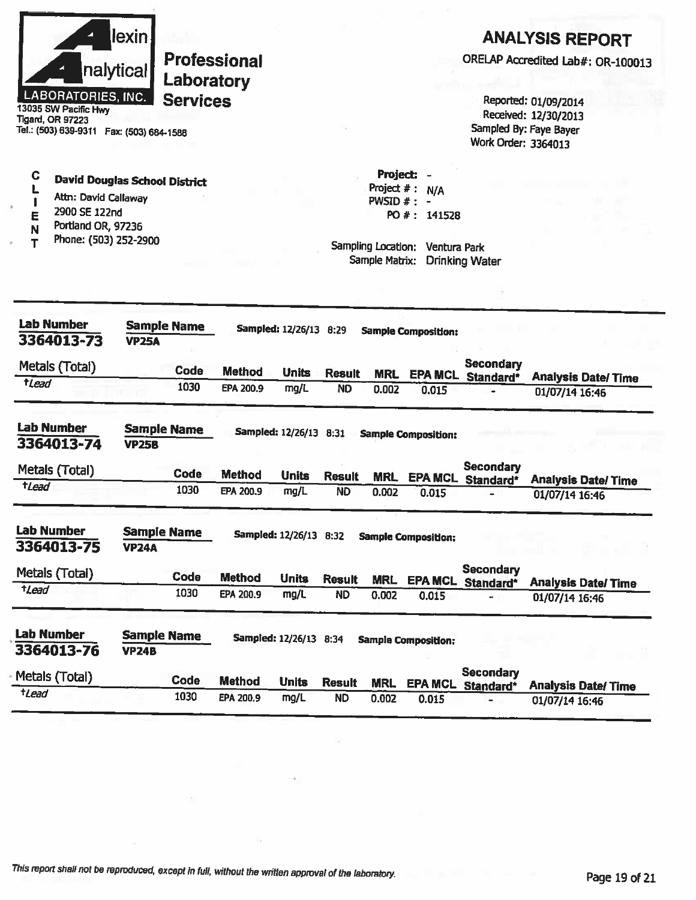**Alexin Analytical LABORATORIES, INC.**
13035 SW Pacific Hwy
Tigard, OR 97223
Tel.: (503) 639-9311 Fax: (503) 684-1588

**Professional Laboratory Services**

# ANALYSIS REPORT

ORELAP Accredited Lab#: OR-100013

Reported: 01/09/2014
Received: 12/30/2013
Sampled By: Faye Bayer
Work Order: 3364013

**CLIENT**

**David Douglas School District**
Attn: David Callaway
2900 SE 122nd
Portland OR, 97236
Phone: (503) 252-2900

**Project:** -
Project # : N/A
PWSID # : -
PO # : 141528

Sampling Location: Ventura Park
Sample Matrix: Drinking Water

---

**Lab Number** 3364013-73 **Sample Name** VP25A **Sampled:** 12/26/13 8:29 **Sample Composition:**

| Metals (Total) | Code | Method | Units | Result | MRL | EPA MCL | Secondary Standard* | Analysis Date/ Time |
|---|---|---|---|---|---|---|---|---|
| †*Lead* | 1030 | EPA 200.9 | mg/L | ND | 0.002 | 0.015 | - | 01/07/14 16:46 |

**Lab Number** 3364013-74 **Sample Name** VP25B **Sampled:** 12/26/13 8:31 **Sample Composition:**

| Metals (Total) | Code | Method | Units | Result | MRL | EPA MCL | Secondary Standard* | Analysis Date/ Time |
|---|---|---|---|---|---|---|---|---|
| †*Lead* | 1030 | EPA 200.9 | mg/L | ND | 0.002 | 0.015 | - | 01/07/14 16:46 |

**Lab Number** 3364013-75 **Sample Name** VP24A **Sampled:** 12/26/13 8:32 **Sample Composition:**

| Metals (Total) | Code | Method | Units | Result | MRL | EPA MCL | Secondary Standard* | Analysis Date/ Time |
|---|---|---|---|---|---|---|---|---|
| †*Lead* | 1030 | EPA 200.9 | mg/L | ND | 0.002 | 0.015 | - | 01/07/14 16:46 |

**Lab Number** 3364013-76 **Sample Name** VP24B **Sampled:** 12/26/13 8:34 **Sample Composition:**

| Metals (Total) | Code | Method | Units | Result | MRL | EPA MCL | Secondary Standard* | Analysis Date/ Time |
|---|---|---|---|---|---|---|---|---|
| †*Lead* | 1030 | EPA 200.9 | mg/L | ND | 0.002 | 0.015 | - | 01/07/14 16:46 |

*This report shall not be reproduced, except in full, without the written approval of the laboratory.*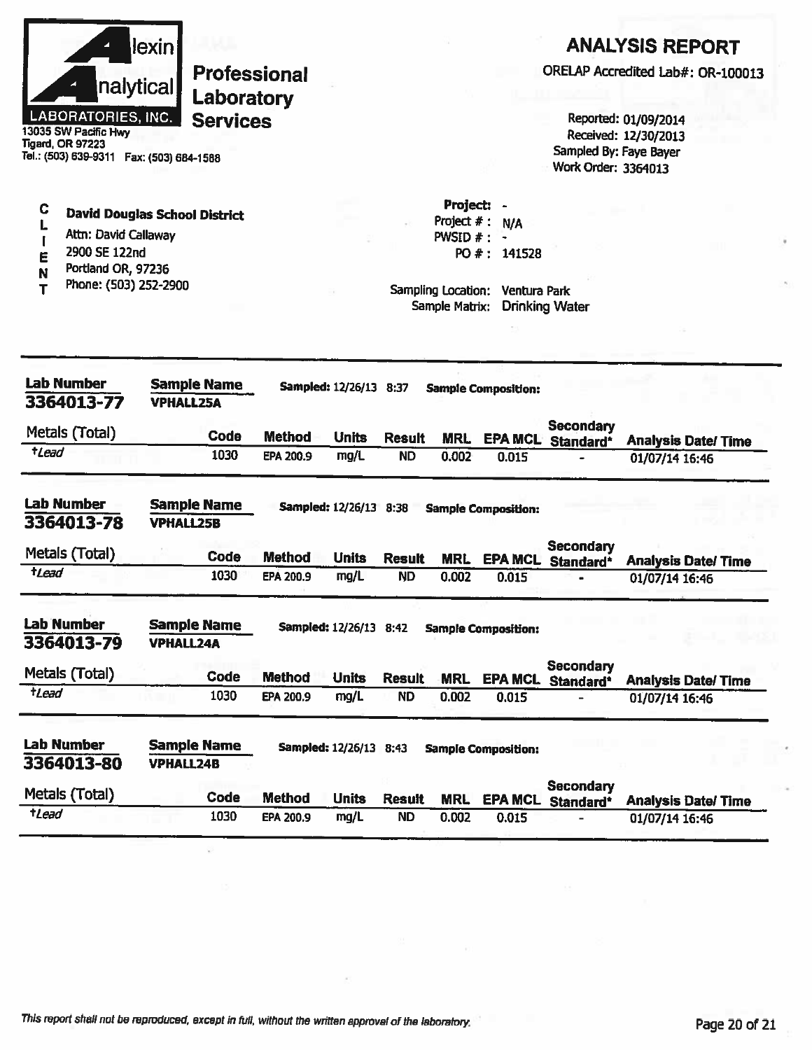**Alexin Analytical Laboratories, Inc.**
13035 SW Pacific Hwy
Tigard, OR 97223
Tel.: (503) 639-9311 Fax: (503) 684-1588

**Professional Laboratory Services**

# ANALYSIS REPORT

ORELAP Accredited Lab#: OR-100013

Reported: 01/09/2014
Received: 12/30/2013
Sampled By: Faye Bayer
Work Order: 3364013

**CLIENT**

**David Douglas School District**
Attn: David Callaway
2900 SE 122nd
Portland OR, 97236
Phone: (503) 252-2900

**Project:** -
Project #: N/A
PWSID #: -
PO #: 141528

Sampling Location: Ventura Park
Sample Matrix: Drinking Water

---

**Lab Number:** 3364013-77 **Sample Name:** VPHALL25A **Sampled:** 12/26/13 8:37 **Sample Composition:**

| Metals (Total) | Code | Method | Units | Result | MRL | EPA MCL | Secondary Standard* | Analysis Date/ Time |
|---|---|---|---|---|---|---|---|---|
| †Lead | 1030 | EPA 200.9 | mg/L | ND | 0.002 | 0.015 | - | 01/07/14 16:46 |

**Lab Number:** 3364013-78 **Sample Name:** VPHALL25B **Sampled:** 12/26/13 8:38 **Sample Composition:**

| Metals (Total) | Code | Method | Units | Result | MRL | EPA MCL | Secondary Standard* | Analysis Date/ Time |
|---|---|---|---|---|---|---|---|---|
| †Lead | 1030 | EPA 200.9 | mg/L | ND | 0.002 | 0.015 | - | 01/07/14 16:46 |

**Lab Number:** 3364013-79 **Sample Name:** VPHALL24A **Sampled:** 12/26/13 8:42 **Sample Composition:**

| Metals (Total) | Code | Method | Units | Result | MRL | EPA MCL | Secondary Standard* | Analysis Date/ Time |
|---|---|---|---|---|---|---|---|---|
| †Lead | 1030 | EPA 200.9 | mg/L | ND | 0.002 | 0.015 | - | 01/07/14 16:46 |

**Lab Number:** 3364013-80 **Sample Name:** VPHALL24B **Sampled:** 12/26/13 8:43 **Sample Composition:**

| Metals (Total) | Code | Method | Units | Result | MRL | EPA MCL | Secondary Standard* | Analysis Date/ Time |
|---|---|---|---|---|---|---|---|---|
| †Lead | 1030 | EPA 200.9 | mg/L | ND | 0.002 | 0.015 | - | 01/07/14 16:46 |

*This report shall not be reproduced, except in full, without the written approval of the laboratory.*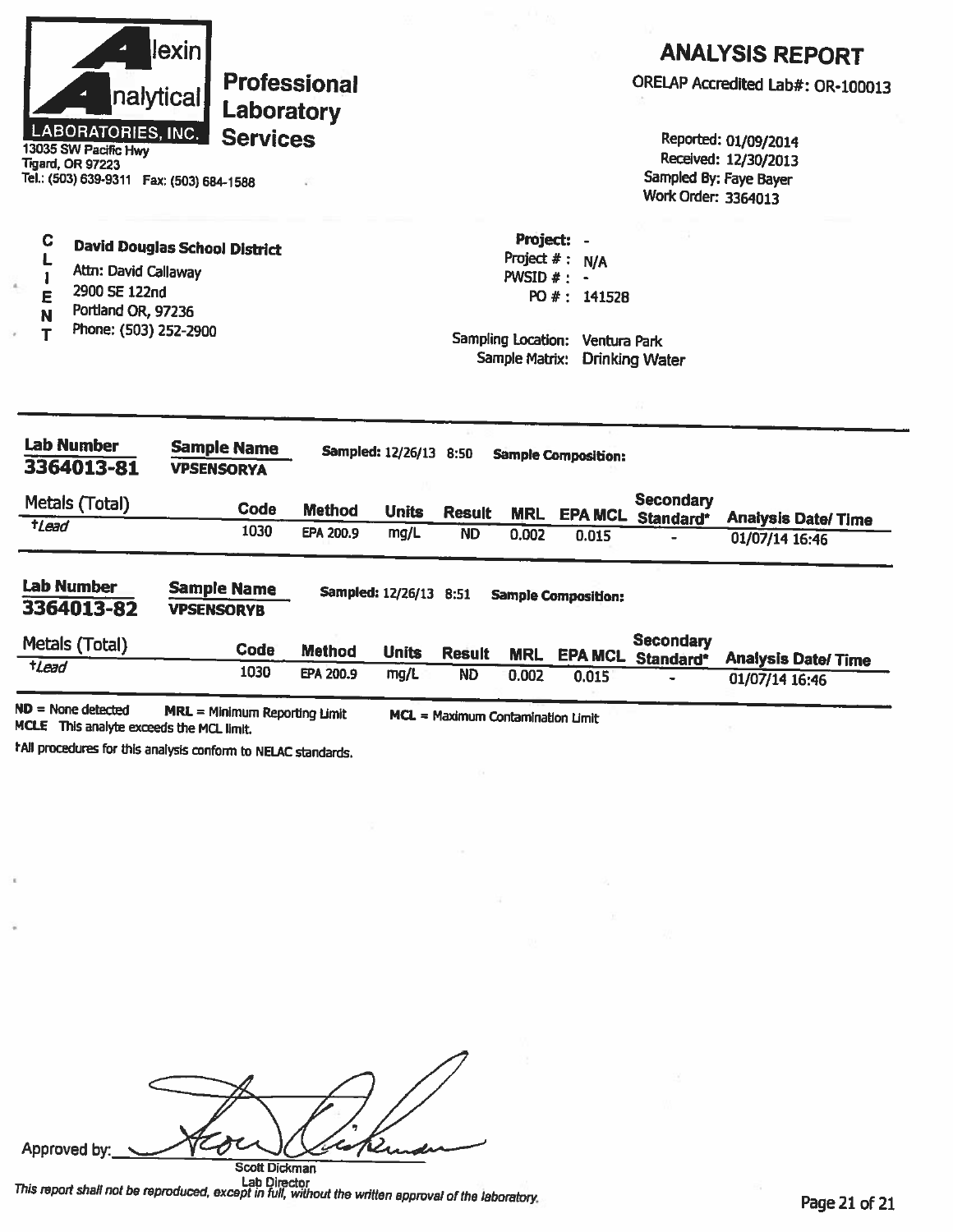**Alexin Analytical Laboratories, Inc.**
13035 SW Pacific Hwy
Tigard, OR 97223
Tel.: (503) 639-9311 Fax: (503) 684-1588

**Professional Laboratory Services**

# ANALYSIS REPORT

ORELAP Accredited Lab#: OR-100013

Reported: 01/09/2014
Received: 12/30/2013
Sampled By: Faye Bayer
Work Order: 3364013

**CLIENT**
**David Douglas School District**
Attn: David Callaway
2900 SE 122nd
Portland OR, 97236
Phone: (503) 252-2900

**Project:** -
Project # : N/A
PWSID # : -
PO # : 141528

Sampling Location: Ventura Park
Sample Matrix: Drinking Water

---

**Lab Number** 3364013-81 **Sample Name** VPSENSORYA **Sampled:** 12/26/13 8:50 **Sample Composition:**

| Metals (Total) | Code | Method | Units | Result | MRL | EPA MCL | Secondary Standard* | Analysis Date/ Time |
|---|---|---|---|---|---|---|---|---|
| †*Lead* | 1030 | EPA 200.9 | mg/L | ND | 0.002 | 0.015 | - | 01/07/14 16:46 |

**Lab Number** 3364013-82 **Sample Name** VPSENSORYB **Sampled:** 12/26/13 8:51 **Sample Composition:**

| Metals (Total) | Code | Method | Units | Result | MRL | EPA MCL | Secondary Standard* | Analysis Date/ Time |
|---|---|---|---|---|---|---|---|---|
| †*Lead* | 1030 | EPA 200.9 | mg/L | ND | 0.002 | 0.015 | - | 01/07/14 16:46 |

**ND** = None detected **MRL** = Minimum Reporting Limit **MCL** = Maximum Contamination Limit
**MCLE** This analyte exceeds the MCL limit.
†All procedures for this analysis conform to NELAC standards.

Approved by: Scott Dickman
Lab Director

*This report shall not be reproduced, except in full, without the written approval of the laboratory.*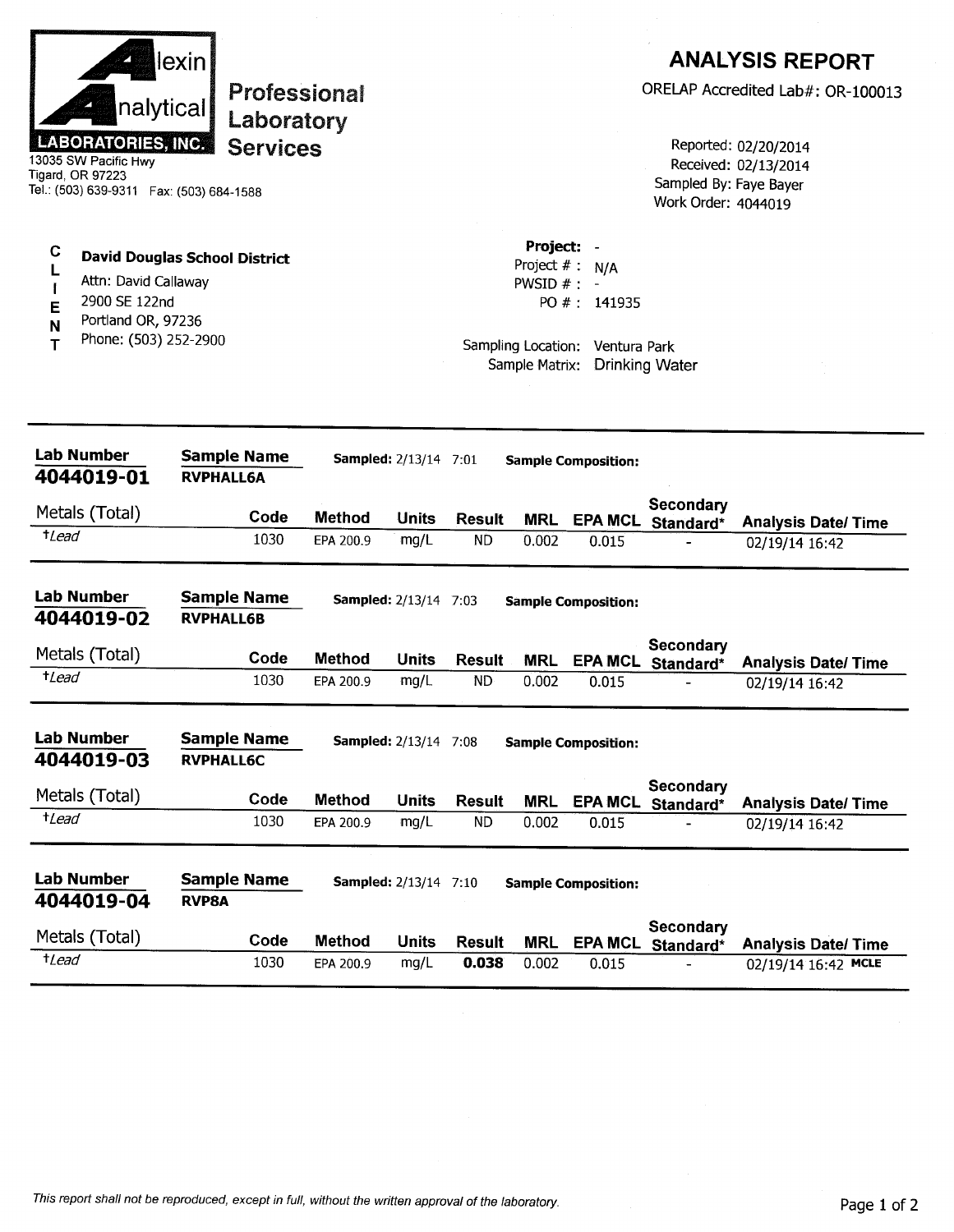**Alexin Analytical LABORATORIES, INC.**
13035 SW Pacific Hwy
Tigard, OR 97223
Tel.: (503) 639-9311 Fax: (503) 684-1588

**Professional Laboratory Services**

# ANALYSIS REPORT

ORELAP Accredited Lab#: OR-100013

Reported: 02/20/2014
Received: 02/13/2014
Sampled By: Faye Bayer
Work Order: 4044019

**CLIENT**

**David Douglas School District**
Attn: David Callaway
2900 SE 122nd
Portland OR, 97236
Phone: (503) 252-2900

**Project:** -
Project # : N/A
PWSID # : -
PO # : 141935

Sampling Location: Ventura Park
Sample Matrix: Drinking Water

---

**Lab Number** 4044019-01 | **Sample Name** RVPHALL6A | **Sampled:** 2/13/14 7:01 | **Sample Composition:**

| Metals (Total) | Code | Method | Units | Result | MRL | EPA MCL | Secondary Standard* | Analysis Date/ Time |
|---|---|---|---|---|---|---|---|---|
| †*Lead* | 1030 | EPA 200.9 | mg/L | ND | 0.002 | 0.015 | - | 02/19/14 16:42 |

**Lab Number** 4044019-02 | **Sample Name** RVPHALL6B | **Sampled:** 2/13/14 7:03 | **Sample Composition:**

| Metals (Total) | Code | Method | Units | Result | MRL | EPA MCL | Secondary Standard* | Analysis Date/ Time |
|---|---|---|---|---|---|---|---|---|
| †*Lead* | 1030 | EPA 200.9 | mg/L | ND | 0.002 | 0.015 | - | 02/19/14 16:42 |

**Lab Number** 4044019-03 | **Sample Name** RVPHALL6C | **Sampled:** 2/13/14 7:08 | **Sample Composition:**

| Metals (Total) | Code | Method | Units | Result | MRL | EPA MCL | Secondary Standard* | Analysis Date/ Time |
|---|---|---|---|---|---|---|---|---|
| †*Lead* | 1030 | EPA 200.9 | mg/L | ND | 0.002 | 0.015 | - | 02/19/14 16:42 |

**Lab Number** 4044019-04 | **Sample Name** RVP8A | **Sampled:** 2/13/14 7:10 | **Sample Composition:**

| Metals (Total) | Code | Method | Units | Result | MRL | EPA MCL | Secondary Standard* | Analysis Date/ Time |
|---|---|---|---|---|---|---|---|---|
| †*Lead* | 1030 | EPA 200.9 | mg/L | **0.038** | 0.002 | 0.015 | - | 02/19/14 16:42 **MCLE** |

*This report shall not be reproduced, except in full, without the written approval of the laboratory.*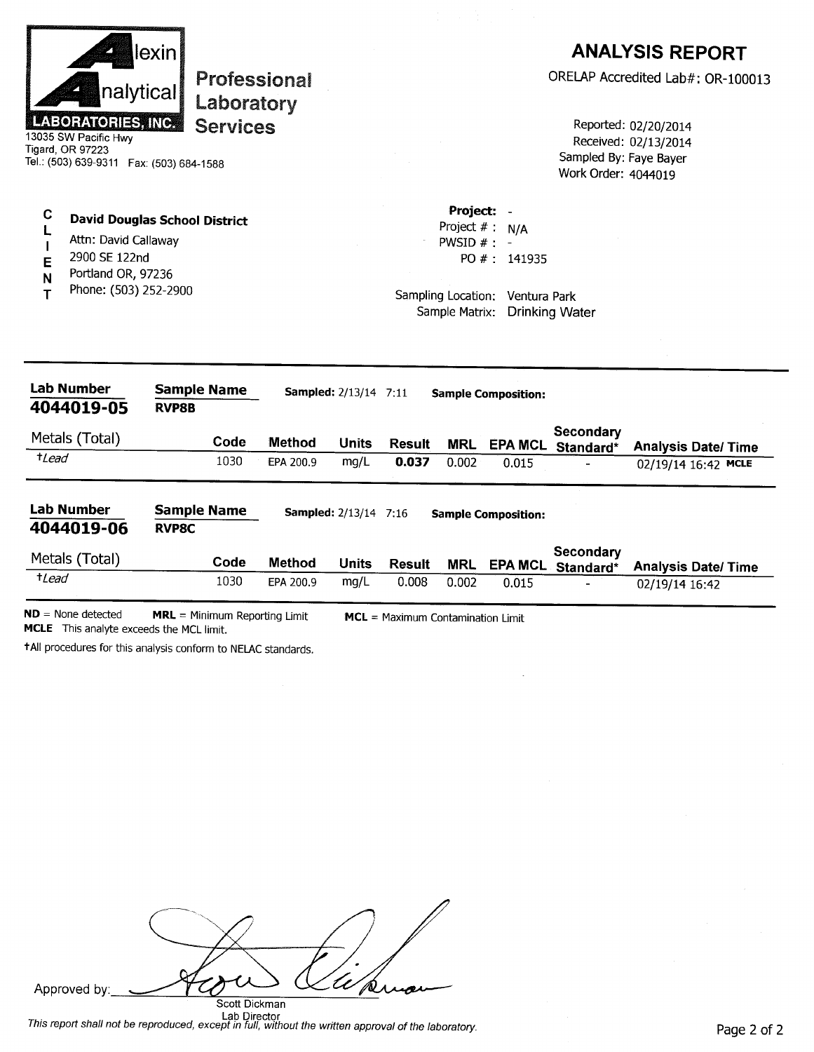**Alexin Analytical Laboratories, Inc.**

**Professional Laboratory Services**

13035 SW Pacific Hwy
Tigard, OR 97223
Tel.: (503) 639-9311 Fax: (503) 684-1588

# ANALYSIS REPORT

ORELAP Accredited Lab#: OR-100013

Reported: 02/20/2014
Received: 02/13/2014
Sampled By: Faye Bayer
Work Order: 4044019

**CLIENT**

**David Douglas School District**
Attn: David Callaway
2900 SE 122nd
Portland OR, 97236
Phone: (503) 252-2900

**Project:** -
Project # : N/A
PWSID # : -
PO # : 141935

Sampling Location: Ventura Park
Sample Matrix: Drinking Water

**Lab Number** **4044019-05** | **Sample Name** **RVP8B** | **Sampled:** 2/13/14 7:11 | **Sample Composition:**

| Metals (Total) | Code | Method | Units | Result | MRL | EPA MCL | Secondary Standard* | Analysis Date/ Time |
|---|---|---|---|---|---|---|---|---|
| †*Lead* | 1030 | EPA 200.9 | mg/L | **0.037** | 0.002 | 0.015 | - | 02/19/14 16:42 **MCLE** |

**Lab Number** **4044019-06** | **Sample Name** **RVP8C** | **Sampled:** 2/13/14 7:16 | **Sample Composition:**

| Metals (Total) | Code | Method | Units | Result | MRL | EPA MCL | Secondary Standard* | Analysis Date/ Time |
|---|---|---|---|---|---|---|---|---|
| †*Lead* | 1030 | EPA 200.9 | mg/L | 0.008 | 0.002 | 0.015 | - | 02/19/14 16:42 |

**ND** = None detected **MRL** = Minimum Reporting Limit **MCL** = Maximum Contamination Limit
**MCLE** This analyte exceeds the MCL limit.

†All procedures for this analysis conform to NELAC standards.

Approved by: Scott Dickman, Lab Director

*This report shall not be reproduced, except in full, without the written approval of the laboratory.*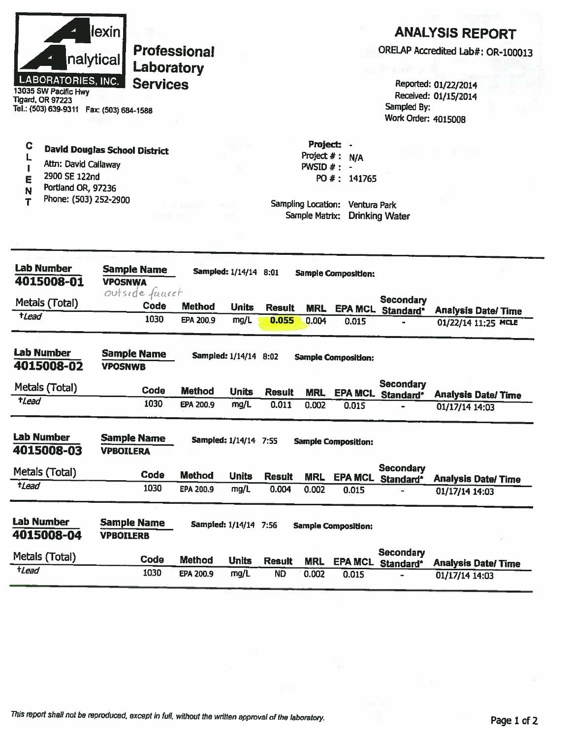**Alexin Analytical Laboratories, Inc.**

13035 SW Pacific Hwy
Tigard, OR 97223
Tel.: (503) 639-9311 Fax: (503) 684-1588

**Professional Laboratory Services**

# ANALYSIS REPORT

ORELAP Accredited Lab#: OR-100013

Reported: 01/22/2014
Received: 01/15/2014
Sampled By:
Work Order: 4015008

**CLIENT**

**David Douglas School District**
Attn: David Callaway
2900 SE 122nd
Portland OR, 97236
Phone: (503) 252-2900

**Project:** -
Project # : N/A
PWSID # : -
PO # : 141765

Sampling Location: Ventura Park
Sample Matrix: Drinking Water

---

**Lab Number** 4015008-01 | **Sample Name** VPOSNWA *(handwritten: outside faucet)* | **Sampled:** 1/14/14 8:01 | **Sample Composition:**

| Metals (Total) | Code | Method | Units | Result | MRL | EPA MCL | Secondary Standard* | Analysis Date/ Time |
|---|---|---|---|---|---|---|---|---|
| †Lead | 1030 | EPA 200.9 | mg/L | **0.055** | 0.004 | 0.015 | - | 01/22/14 11:25 MCLE |

**Lab Number** 4015008-02 | **Sample Name** VPOSNWB | **Sampled:** 1/14/14 8:02 | **Sample Composition:**

| Metals (Total) | Code | Method | Units | Result | MRL | EPA MCL | Secondary Standard* | Analysis Date/ Time |
|---|---|---|---|---|---|---|---|---|
| †Lead | 1030 | EPA 200.9 | mg/L | 0.011 | 0.002 | 0.015 | - | 01/17/14 14:03 |

**Lab Number** 4015008-03 | **Sample Name** VPBOILERA | **Sampled:** 1/14/14 7:55 | **Sample Composition:**

| Metals (Total) | Code | Method | Units | Result | MRL | EPA MCL | Secondary Standard* | Analysis Date/ Time |
|---|---|---|---|---|---|---|---|---|
| †Lead | 1030 | EPA 200.9 | mg/L | 0.004 | 0.002 | 0.015 | - | 01/17/14 14:03 |

**Lab Number** 4015008-04 | **Sample Name** VPBOILERB | **Sampled:** 1/14/14 7:56 | **Sample Composition:**

| Metals (Total) | Code | Method | Units | Result | MRL | EPA MCL | Secondary Standard* | Analysis Date/ Time |
|---|---|---|---|---|---|---|---|---|
| †Lead | 1030 | EPA 200.9 | mg/L | ND | 0.002 | 0.015 | - | 01/17/14 14:03 |

*This report shall not be reproduced, except in full, without the written approval of the laboratory.*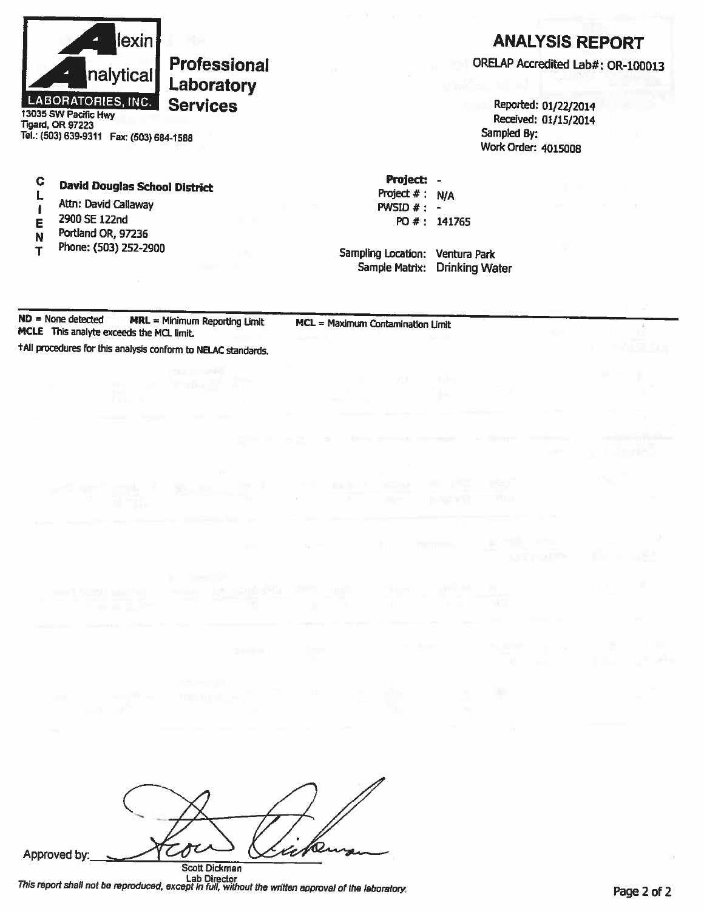**Alexin Analytical Laboratories, Inc.**

## Professional Laboratory Services

13035 SW Pacific Hwy
Tigard, OR 97223
Tel.: (503) 639-9311 Fax: (503) 684-1588

# ANALYSIS REPORT

ORELAP Accredited Lab#: OR-100013

Reported: 01/22/2014
Received: 01/15/2014
Sampled By:
Work Order: 4015008

**CLIENT**

**David Douglas School District**
Attn: David Callaway
2900 SE 122nd
Portland OR, 97236
Phone: (503) 252-2900

**Project:** -
Project # : N/A
PWSID # : -
PO # : 141765

Sampling Location: Ventura Park
Sample Matrix: Drinking Water

**ND** = None detected **MRL** = Minimum Reporting Limit **MCL** = Maximum Contamination Limit
**MCLE** This analyte exceeds the MCL limit.
†All procedures for this analysis conform to NELAC standards.

Approved by: [signature]
Scott Dickman
Lab Director

*This report shall not be reproduced, except in full, without the written approval of the laboratory.*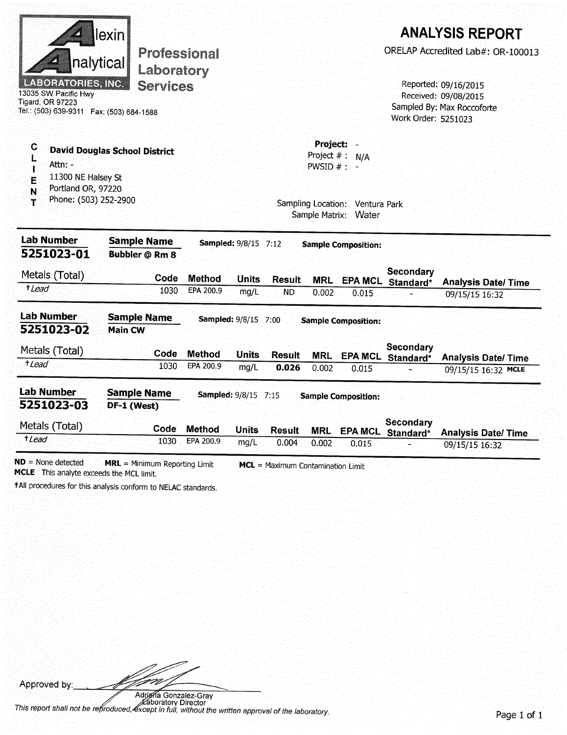Alexin Analytical Laboratories, Inc.

**Professional Laboratory Services**

13035 SW Pacific Hwy
Tigard, OR 97223
Tel.: (503) 639-9311 Fax: (503) 684-1588

# ANALYSIS REPORT

ORELAP Accredited Lab#: OR-100013

Reported: 09/16/2015
Received: 09/08/2015
Sampled By: Max Roccoforte
Work Order: 5251023

**CLIENT**

**David Douglas School District**
Attn: -
11300 NE Halsey St
Portland OR, 97220
Phone: (503) 252-2900

**Project:** -
Project # : N/A
PWSID # : -

Sampling Location: Ventura Park
Sample Matrix: Water

---

**Lab Number** 5251023-01 | **Sample Name** Bubbler @ Rm 8 | **Sampled:** 9/8/15 7:12 | **Sample Composition:**

| Metals (Total) | Code | Method | Units | Result | MRL | EPA MCL | Secondary Standard* | Analysis Date/ Time |
|---|---|---|---|---|---|---|---|---|
| †*Lead* | 1030 | EPA 200.9 | mg/L | ND | 0.002 | 0.015 | - | 09/15/15 16:32 |

**Lab Number** 5251023-02 | **Sample Name** Main CW | **Sampled:** 9/8/15 7:00 | **Sample Composition:**

| Metals (Total) | Code | Method | Units | Result | MRL | EPA MCL | Secondary Standard* | Analysis Date/ Time |
|---|---|---|---|---|---|---|---|---|
| †*Lead* | 1030 | EPA 200.9 | mg/L | **0.026** | 0.002 | 0.015 | - | 09/15/15 16:32 MCLE |

**Lab Number** 5251023-03 | **Sample Name** DF-1 (West) | **Sampled:** 9/8/15 7:15 | **Sample Composition:**

| Metals (Total) | Code | Method | Units | Result | MRL | EPA MCL | Secondary Standard* | Analysis Date/ Time |
|---|---|---|---|---|---|---|---|---|
| †*Lead* | 1030 | EPA 200.9 | mg/L | 0.004 | 0.002 | 0.015 | - | 09/15/15 16:32 |

**ND** = None detected **MRL** = Minimum Reporting Limit **MCL** = Maximum Contamination Limit
**MCLE** This analyte exceeds the MCL limit.

†All procedures for this analysis conform to NELAC standards.

Approved by: Adriana Gonzalez-Gray, Laboratory Director

*This report shall not be reproduced, except in full, without the written approval of the laboratory.*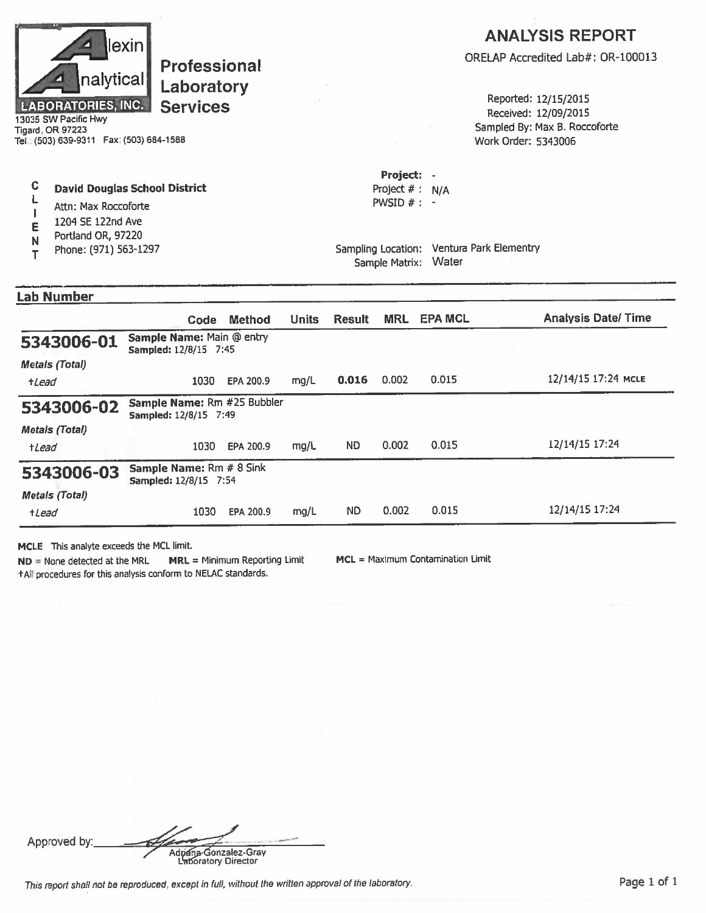Alexin Analytical Laboratories, Inc.

**Professional Laboratory Services**

13035 SW Pacific Hwy
Tigard, OR 97223
Tel.: (503) 639-9311 Fax: (503) 684-1588

# ANALYSIS REPORT

ORELAP Accredited Lab#: OR-100013

Reported: 12/15/2015
Received: 12/09/2015
Sampled By: Max B. Roccoforte
Work Order: 5343006

CLIENT

**David Douglas School District**
Attn: Max Roccoforte
1204 SE 122nd Ave
Portland OR, 97220
Phone: (971) 563-1297

**Project:** -
Project # : N/A
PWSID # : -

Sampling Location: Ventura Park Elementry
Sample Matrix: Water

## Lab Number

| | Code | Method | Units | Result | MRL | EPA MCL | Analysis Date/ Time |
|---|---|---|---|---|---|---|---|
| **5343006-01** **Sample Name:** Main @ entry **Sampled:** 12/8/15 7:45 | | | | | | | |
| *Metals (Total)* | | | | | | | |
| *+Lead* | 1030 | EPA 200.9 | mg/L | **0.016** | 0.002 | 0.015 | 12/14/15 17:24 MCLE |
| **5343006-02** **Sample Name:** Rm #25 Bubbler **Sampled:** 12/8/15 7:49 | | | | | | | |
| *Metals (Total)* | | | | | | | |
| *+Lead* | 1030 | EPA 200.9 | mg/L | ND | 0.002 | 0.015 | 12/14/15 17:24 |
| **5343006-03** **Sample Name:** Rm # 8 Sink **Sampled:** 12/8/15 7:54 | | | | | | | |
| *Metals (Total)* | | | | | | | |
| *+Lead* | 1030 | EPA 200.9 | mg/L | ND | 0.002 | 0.015 | 12/14/15 17:24 |

**MCLE** This analyte exceeds the MCL limit.
**ND** = None detected at the MRL **MRL** = Minimum Reporting Limit **MCL** = Maximum Contamination Limit
+All procedures for this analysis conform to NELAC standards.

Approved by: Adriana Gonzalez-Gray, Laboratory Director

*This report shall not be reproduced, except in full, without the written approval of the laboratory.*